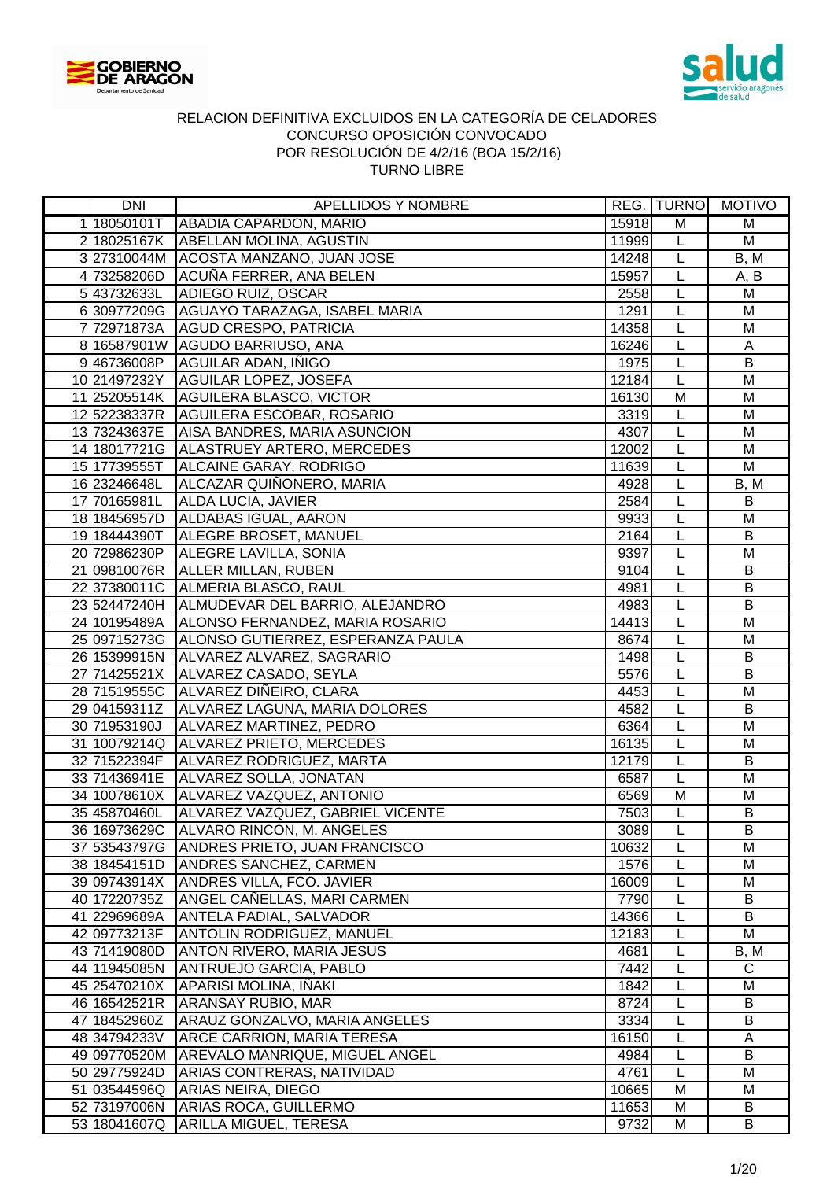RELACION DEFINITIVA EXCLUIDOS EN LA CATEGORÍA DE CELADORES
CONCURSO OPOSICIÓN CONVOCADO
POR RESOLUCIÓN DE 4/2/16 (BOA 15/2/16)
TURNO LIBRE

| | DNI | APELLIDOS Y NOMBRE | REG. | TURNO | MOTIVO |
|---|---|---|---|---|---|
| 1 | 18050101T | ABADIA CAPARDON, MARIO | 15918 | M | M |
| 2 | 18025167K | ABELLAN MOLINA, AGUSTIN | 11999 | L | M |
| 3 | 27310044M | ACOSTA MANZANO, JUAN JOSE | 14248 | L | B, M |
| 4 | 73258206D | ACUÑA FERRER, ANA BELEN | 15957 | L | A, B |
| 5 | 43732633L | ADIEGO RUIZ, OSCAR | 2558 | L | M |
| 6 | 30977209G | AGUAYO TARAZAGA, ISABEL MARIA | 1291 | L | M |
| 7 | 72971873A | AGUD CRESPO, PATRICIA | 14358 | L | M |
| 8 | 16587901W | AGUDO BARRIUSO, ANA | 16246 | L | A |
| 9 | 46736008P | AGUILAR ADAN, IÑIGO | 1975 | L | B |
| 10 | 21497232Y | AGUILAR LOPEZ, JOSEFA | 12184 | L | M |
| 11 | 25205514K | AGUILERA BLASCO, VICTOR | 16130 | M | M |
| 12 | 52238337R | AGUILERA ESCOBAR, ROSARIO | 3319 | L | M |
| 13 | 73243637E | AISA BANDRES, MARIA ASUNCION | 4307 | L | M |
| 14 | 18017721G | ALASTRUEY ARTERO, MERCEDES | 12002 | L | M |
| 15 | 17739555T | ALCAINE GARAY, RODRIGO | 11639 | L | M |
| 16 | 23246648L | ALCAZAR QUIÑONERO, MARIA | 4928 | L | B, M |
| 17 | 70165981L | ALDA LUCIA, JAVIER | 2584 | L | B |
| 18 | 18456957D | ALDABAS IGUAL, AARON | 9933 | L | M |
| 19 | 18444390T | ALEGRE BROSET, MANUEL | 2164 | L | B |
| 20 | 72986230P | ALEGRE LAVILLA, SONIA | 9397 | L | M |
| 21 | 09810076R | ALLER MILLAN, RUBEN | 9104 | L | B |
| 22 | 37380011C | ALMERIA BLASCO, RAUL | 4981 | L | B |
| 23 | 52447240H | ALMUDEVAR DEL BARRIO, ALEJANDRO | 4983 | L | B |
| 24 | 10195489A | ALONSO FERNANDEZ, MARIA ROSARIO | 14413 | L | M |
| 25 | 09715273G | ALONSO GUTIERREZ, ESPERANZA PAULA | 8674 | L | M |
| 26 | 15399915N | ALVAREZ ALVAREZ, SAGRARIO | 1498 | L | B |
| 27 | 71425521X | ALVAREZ CASADO, SEYLA | 5576 | L | B |
| 28 | 71519555C | ALVAREZ DIÑEIRO, CLARA | 4453 | L | M |
| 29 | 04159311Z | ALVAREZ LAGUNA, MARIA DOLORES | 4582 | L | B |
| 30 | 71953190J | ALVAREZ MARTINEZ, PEDRO | 6364 | L | M |
| 31 | 10079214Q | ALVAREZ PRIETO, MERCEDES | 16135 | L | M |
| 32 | 71522394F | ALVAREZ RODRIGUEZ, MARTA | 12179 | L | B |
| 33 | 71436941E | ALVAREZ SOLLA, JONATAN | 6587 | L | M |
| 34 | 10078610X | ALVAREZ VAZQUEZ, ANTONIO | 6569 | M | M |
| 35 | 45870460L | ALVAREZ VAZQUEZ, GABRIEL VICENTE | 7503 | L | B |
| 36 | 16973629C | ALVARO RINCON, M. ANGELES | 3089 | L | B |
| 37 | 53543797G | ANDRES PRIETO, JUAN FRANCISCO | 10632 | L | M |
| 38 | 18454151D | ANDRES SANCHEZ, CARMEN | 1576 | L | M |
| 39 | 09743914X | ANDRES VILLA, FCO. JAVIER | 16009 | L | M |
| 40 | 17220735Z | ANGEL CAÑELLAS, MARI CARMEN | 7790 | L | B |
| 41 | 22969689A | ANTELA PADIAL, SALVADOR | 14366 | L | B |
| 42 | 09773213F | ANTOLIN RODRIGUEZ, MANUEL | 12183 | L | M |
| 43 | 71419080D | ANTON RIVERO, MARIA JESUS | 4681 | L | B, M |
| 44 | 11945085N | ANTRUEJO GARCIA, PABLO | 7442 | L | C |
| 45 | 25470210X | APARISI MOLINA, IÑAKI | 1842 | L | M |
| 46 | 16542521R | ARANSAY RUBIO, MAR | 8724 | L | B |
| 47 | 18452960Z | ARAUZ GONZALVO, MARIA ANGELES | 3334 | L | B |
| 48 | 34794233V | ARCE CARRION, MARIA TERESA | 16150 | L | A |
| 49 | 09770520M | AREVALO MANRIQUE, MIGUEL ANGEL | 4984 | L | B |
| 50 | 29775924D | ARIAS CONTRERAS, NATIVIDAD | 4761 | L | M |
| 51 | 03544596Q | ARIAS NEIRA, DIEGO | 10665 | M | M |
| 52 | 73197006N | ARIAS ROCA, GUILLERMO | 11653 | M | B |
| 53 | 18041607Q | ARILLA MIGUEL, TERESA | 9732 | M | B |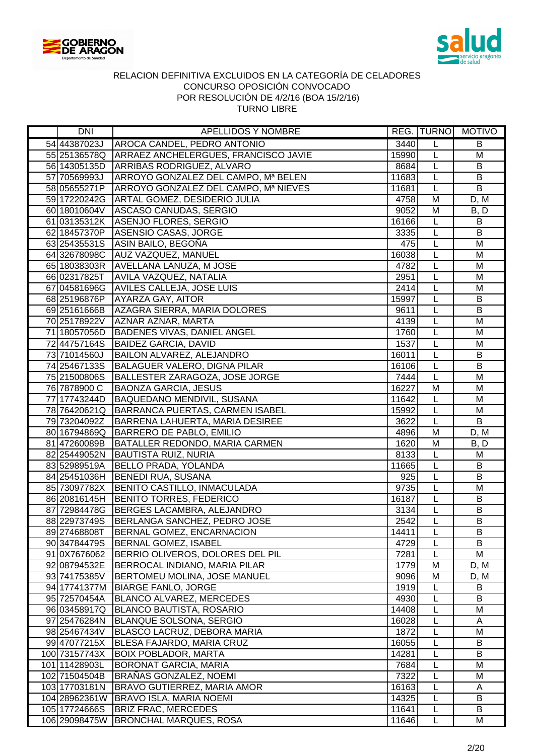GOBIERNO DE ARAGON
Departamento de Sanidad

salud
servicio aragonés de salud

RELACION DEFINITIVA EXCLUIDOS EN LA CATEGORÍA DE CELADORES
CONCURSO OPOSICIÓN CONVOCADO
POR RESOLUCIÓN DE 4/2/16 (BOA 15/2/16)
TURNO LIBRE

| | DNI | APELLIDOS Y NOMBRE | REG. | TURNO | MOTIVO |
|---|---|---|---|---|---|
| 54 | 44387023J | AROCA CANDEL, PEDRO ANTONIO | 3440 | L | B |
| 55 | 25136578Q | ARRAEZ ANCHELERGUES, FRANCISCO JAVIE | 15990 | L | M |
| 56 | 14305135D | ARRIBAS RODRIGUEZ, ALVARO | 8684 | L | B |
| 57 | 70569993J | ARROYO GONZALEZ DEL CAMPO, Mª BELEN | 11683 | L | B |
| 58 | 05655271P | ARROYO GONZALEZ DEL CAMPO, Mª NIEVES | 11681 | L | B |
| 59 | 17220242G | ARTAL GOMEZ, DESIDERIO JULIA | 4758 | M | D, M |
| 60 | 18010604V | ASCASO CANUDAS, SERGIO | 9052 | M | B, D |
| 61 | 03135312K | ASENJO FLORES, SERGIO | 16166 | L | B |
| 62 | 18457370P | ASENSIO CASAS, JORGE | 3335 | L | B |
| 63 | 25435531S | ASIN BAILO, BEGOÑA | 475 | L | M |
| 64 | 32678098C | AUZ VAZQUEZ, MANUEL | 16038 | L | M |
| 65 | 18038303R | AVELLANA LANUZA, M JOSE | 4782 | L | M |
| 66 | 02317825T | AVILA VAZQUEZ, NATALIA | 2951 | L | M |
| 67 | 04581696G | AVILES CALLEJA, JOSE LUIS | 2414 | L | M |
| 68 | 25196876P | AYARZA GAY, AITOR | 15997 | L | B |
| 69 | 25161666B | AZAGRA SIERRA, MARIA DOLORES | 9611 | L | B |
| 70 | 25178922V | AZNAR AZNAR, MARTA | 4139 | L | M |
| 71 | 18057056D | BADENES VIVAS, DANIEL ANGEL | 1760 | L | M |
| 72 | 44757164S | BAIDEZ GARCIA, DAVID | 1537 | L | M |
| 73 | 71014560J | BAILON ALVAREZ, ALEJANDRO | 16011 | L | B |
| 74 | 25467133S | BALAGUER VALERO, DIGNA PILAR | 16106 | L | B |
| 75 | 21500806S | BALLESTER ZARAGOZA, JOSE JORGE | 7444 | L | M |
| 76 | 7878900 C | BAONZA GARCIA, JESUS | 16227 | M | M |
| 77 | 17743244D | BAQUEDANO MENDIVIL, SUSANA | 11642 | L | M |
| 78 | 76420621Q | BARRANCA PUERTAS, CARMEN ISABEL | 15992 | L | M |
| 79 | 73204092Z | BARRENA LAHUERTA, MARIA DESIREE | 3622 | L | B |
| 80 | 16794869Q | BARRERO DE PABLO, EMILIO | 4896 | M | D, M |
| 81 | 47260089B | BATALLER REDONDO, MARIA CARMEN | 1620 | M | B, D |
| 82 | 25449052N | BAUTISTA RUIZ, NURIA | 8133 | L | M |
| 83 | 52989519A | BELLO PRADA, YOLANDA | 11665 | L | B |
| 84 | 25451036H | BENEDI RUA, SUSANA | 925 | L | B |
| 85 | 73097782X | BENITO CASTILLO, INMACULADA | 9735 | L | M |
| 86 | 20816145H | BENITO TORRES, FEDERICO | 16187 | L | B |
| 87 | 72984478G | BERGES LACAMBRA, ALEJANDRO | 3134 | L | B |
| 88 | 22973749S | BERLANGA SANCHEZ, PEDRO JOSE | 2542 | L | B |
| 89 | 27468808T | BERNAL GOMEZ, ENCARNACION | 14411 | L | B |
| 90 | 34784479S | BERNAL GOMEZ, ISABEL | 4729 | L | B |
| 91 | 0X7676062 | BERRIO OLIVEROS, DOLORES DEL PIL | 7281 | L | M |
| 92 | 08794532E | BERROCAL INDIANO, MARIA PILAR | 1779 | M | D, M |
| 93 | 74175385V | BERTOMEU MOLINA, JOSE MANUEL | 9096 | M | D, M |
| 94 | 17741377M | BIARGE FANLO, JORGE | 1919 | L | B |
| 95 | 72570454A | BLANCO ALVAREZ, MERCEDES | 4930 | L | B |
| 96 | 03458917Q | BLANCO BAUTISTA, ROSARIO | 14408 | L | M |
| 97 | 25476284N | BLANQUE SOLSONA, SERGIO | 16028 | L | A |
| 98 | 25467434V | BLASCO LACRUZ, DEBORA MARIA | 1872 | L | M |
| 99 | 47077215X | BLESA FAJARDO, MARIA CRUZ | 16055 | L | B |
| 100 | 73157743X | BOIX POBLADOR, MARTA | 14281 | L | B |
| 101 | 11428903L | BORONAT GARCIA, MARIA | 7684 | L | M |
| 102 | 71504504B | BRAÑAS GONZALEZ, NOEMI | 7322 | L | M |
| 103 | 17703181N | BRAVO GUTIERREZ, MARIA AMOR | 16163 | L | A |
| 104 | 28962361W | BRAVO ISLA, MARIA NOEMI | 14325 | L | B |
| 105 | 17724666S | BRIZ FRAC, MERCEDES | 11641 | L | B |
| 106 | 29098475W | BRONCHAL MARQUES, ROSA | 11646 | L | M |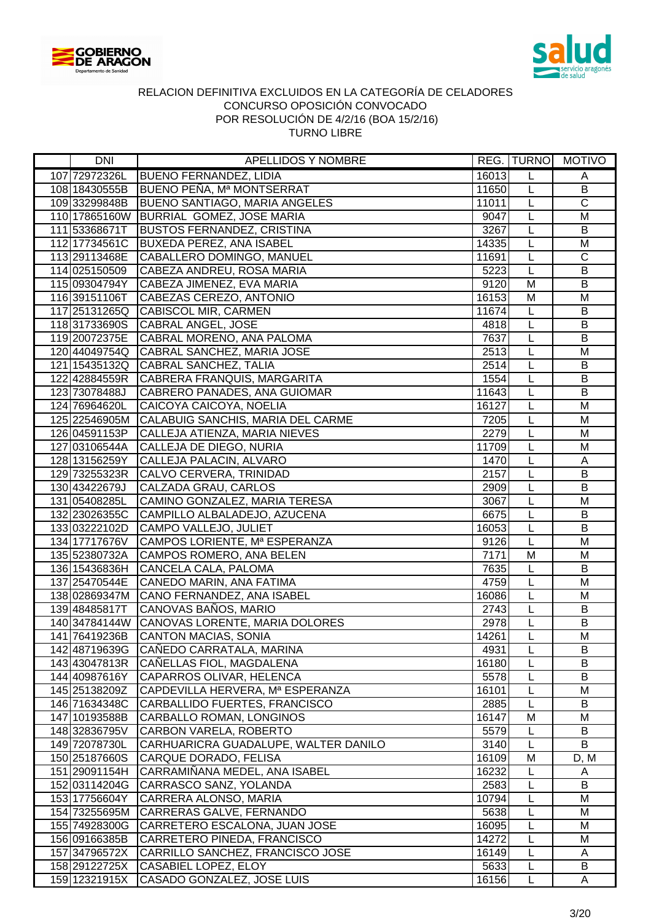RELACION DEFINITIVA EXCLUIDOS EN LA CATEGORÍA DE CELADORES
CONCURSO OPOSICIÓN CONVOCADO
POR RESOLUCIÓN DE 4/2/16 (BOA 15/2/16)
TURNO LIBRE

| | DNI | APELLIDOS Y NOMBRE | REG. | TURNO | MOTIVO |
|---|---|---|---|---|---|
| 107 | 72972326L | BUENO FERNANDEZ, LIDIA | 16013 | L | A |
| 108 | 18430555B | BUENO PEÑA, Mª MONTSERRAT | 11650 | L | B |
| 109 | 33299848B | BUENO SANTIAGO, MARIA ANGELES | 11011 | L | C |
| 110 | 17865160W | BURRIAL GOMEZ, JOSE MARIA | 9047 | L | M |
| 111 | 53368671T | BUSTOS FERNANDEZ, CRISTINA | 3267 | L | B |
| 112 | 17734561C | BUXEDA PEREZ, ANA ISABEL | 14335 | L | M |
| 113 | 29113468E | CABALLERO DOMINGO, MANUEL | 11691 | L | C |
| 114 | 025150509 | CABEZA ANDREU, ROSA MARIA | 5223 | L | B |
| 115 | 09304794Y | CABEZA JIMENEZ, EVA MARIA | 9120 | M | B |
| 116 | 39151106T | CABEZAS CEREZO, ANTONIO | 16153 | M | M |
| 117 | 25131265Q | CABISCOL MIR, CARMEN | 11674 | L | B |
| 118 | 31733690S | CABRAL ANGEL, JOSE | 4818 | L | B |
| 119 | 20072375E | CABRAL MORENO, ANA PALOMA | 7637 | L | B |
| 120 | 44049754Q | CABRAL SANCHEZ, MARIA JOSE | 2513 | L | M |
| 121 | 15435132Q | CABRAL SANCHEZ, TALIA | 2514 | L | B |
| 122 | 42884559R | CABRERA FRANQUIS, MARGARITA | 1554 | L | B |
| 123 | 73078488J | CABRERO PANADES, ANA GUIOMAR | 11643 | L | B |
| 124 | 76964620L | CAICOYA CAICOYA, NOELIA | 16127 | L | M |
| 125 | 22546905M | CALABUIG SANCHIS, MARIA DEL CARME | 7205 | L | M |
| 126 | 04591153P | CALLEJA ATIENZA, MARIA NIEVES | 2279 | L | M |
| 127 | 03106544A | CALLEJA DE DIEGO, NURIA | 11709 | L | M |
| 128 | 13156259Y | CALLEJA PALACIN, ALVARO | 1470 | L | A |
| 129 | 73255323R | CALVO CERVERA, TRINIDAD | 2157 | L | B |
| 130 | 43422679J | CALZADA GRAU, CARLOS | 2909 | L | B |
| 131 | 05408285L | CAMINO GONZALEZ, MARIA TERESA | 3067 | L | M |
| 132 | 23026355C | CAMPILLO ALBALADEJO, AZUCENA | 6675 | L | B |
| 133 | 03222102D | CAMPO VALLEJO, JULIET | 16053 | L | B |
| 134 | 17717676V | CAMPOS LORIENTE, Mª ESPERANZA | 9126 | L | M |
| 135 | 52380732A | CAMPOS ROMERO, ANA BELEN | 7171 | M | M |
| 136 | 15436836H | CANCELA CALA, PALOMA | 7635 | L | B |
| 137 | 25470544E | CANEDO MARIN, ANA FATIMA | 4759 | L | M |
| 138 | 02869347M | CANO FERNANDEZ, ANA ISABEL | 16086 | L | M |
| 139 | 48485817T | CANOVAS BAÑOS, MARIO | 2743 | L | B |
| 140 | 34784144W | CANOVAS LORENTE, MARIA DOLORES | 2978 | L | B |
| 141 | 76419236B | CANTON MACIAS, SONIA | 14261 | L | M |
| 142 | 48719639G | CAÑEDO CARRATALA, MARINA | 4931 | L | B |
| 143 | 43047813R | CAÑELLAS FIOL, MAGDALENA | 16180 | L | B |
| 144 | 40987616Y | CAPARROS OLIVAR, HELENCA | 5578 | L | B |
| 145 | 25138209Z | CAPDEVILLA HERVERA, Mª ESPERANZA | 16101 | L | M |
| 146 | 71634348C | CARBALLIDO FUERTES, FRANCISCO | 2885 | L | B |
| 147 | 10193588B | CARBALLO ROMAN, LONGINOS | 16147 | M | M |
| 148 | 32836795V | CARBON VARELA, ROBERTO | 5579 | L | B |
| 149 | 72078730L | CARHUARICRA GUADALUPE, WALTER DANILO | 3140 | L | B |
| 150 | 25187660S | CARQUE DORADO, FELISA | 16109 | M | D, M |
| 151 | 29091154H | CARRAMIÑANA MEDEL, ANA ISABEL | 16232 | L | A |
| 152 | 03114204G | CARRASCO SANZ, YOLANDA | 2583 | L | B |
| 153 | 17756604Y | CARRERA ALONSO, MARIA | 10794 | L | M |
| 154 | 73255695M | CARRERAS GALVE, FERNANDO | 5638 | L | M |
| 155 | 74928300G | CARRETERO ESCALONA, JUAN JOSE | 16095 | L | M |
| 156 | 09166385B | CARRETERO PINEDA, FRANCISCO | 14272 | L | M |
| 157 | 34796572X | CARRILLO SANCHEZ, FRANCISCO JOSE | 16149 | L | A |
| 158 | 29122725X | CASABIEL LOPEZ, ELOY | 5633 | L | B |
| 159 | 12321915X | CASADO GONZALEZ, JOSE LUIS | 16156 | L | A |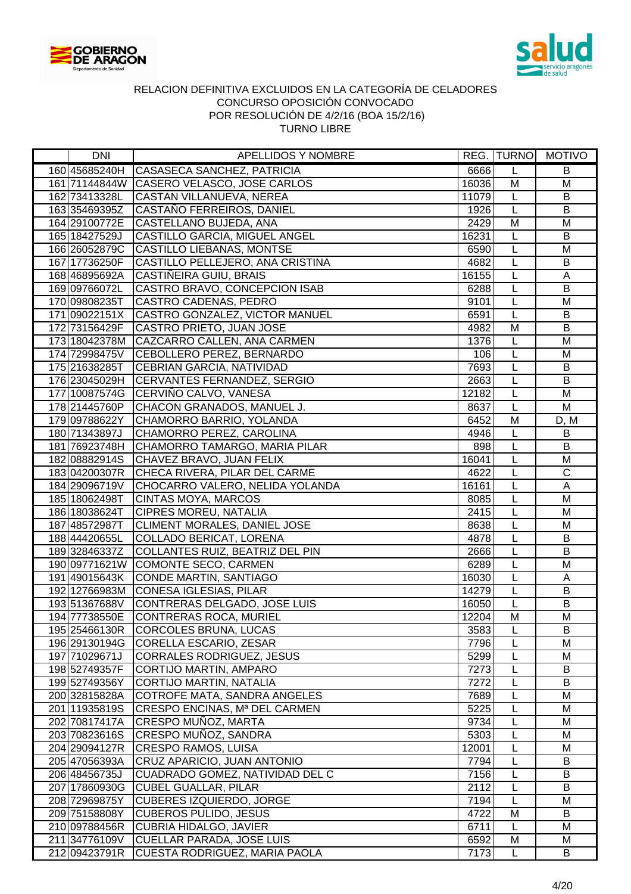# RELACION DEFINITIVA EXCLUIDOS EN LA CATEGORÍA DE CELADORES
## CONCURSO OPOSICIÓN CONVOCADO
## POR RESOLUCIÓN DE 4/2/16 (BOA 15/2/16)
## TURNO LIBRE

| | DNI | APELLIDOS Y NOMBRE | REG. | TURNO | MOTIVO |
|---|---|---|---|---|---|
| 160 | 45685240H | CASASECA SANCHEZ, PATRICIA | 6666 | L | B |
| 161 | 71144844W | CASERO VELASCO, JOSE CARLOS | 16036 | M | M |
| 162 | 73413328L | CASTAN VILLANUEVA, NEREA | 11079 | L | B |
| 163 | 35469395Z | CASTAÑO FERREIROS, DANIEL | 1926 | L | B |
| 164 | 29100772E | CASTELLANO BUJEDA, ANA | 2429 | M | M |
| 165 | 18427529J | CASTILLO GARCIA, MIGUEL ANGEL | 16231 | L | B |
| 166 | 26052879C | CASTILLO LIEBANAS, MONTSE | 6590 | L | M |
| 167 | 17736250F | CASTILLO PELLEJERO, ANA CRISTINA | 4682 | L | B |
| 168 | 46895692A | CASTIÑEIRA GUIU, BRAIS | 16155 | L | A |
| 169 | 09766072L | CASTRO BRAVO, CONCEPCION ISAB | 6288 | L | B |
| 170 | 09808235T | CASTRO CADENAS, PEDRO | 9101 | L | M |
| 171 | 09022151X | CASTRO GONZALEZ, VICTOR MANUEL | 6591 | L | B |
| 172 | 73156429F | CASTRO PRIETO, JUAN JOSE | 4982 | M | B |
| 173 | 18042378M | CAZCARRO CALLEN, ANA CARMEN | 1376 | L | M |
| 174 | 72998475V | CEBOLLERO PEREZ, BERNARDO | 106 | L | M |
| 175 | 21638285T | CEBRIAN GARCIA, NATIVIDAD | 7693 | L | B |
| 176 | 23045029H | CERVANTES FERNANDEZ, SERGIO | 2663 | L | B |
| 177 | 10087574G | CERVIÑO CALVO, VANESA | 12182 | L | M |
| 178 | 21445760P | CHACON GRANADOS, MANUEL J. | 8637 | L | M |
| 179 | 09788622Y | CHAMORRO BARRIO, YOLANDA | 6452 | M | D, M |
| 180 | 71343897J | CHAMORRO PEREZ, CAROLINA | 4946 | L | B |
| 181 | 76923748H | CHAMORRO TAMARGO, MARIA PILAR | 898 | L | B |
| 182 | 08882914S | CHAVEZ BRAVO, JUAN FELIX | 16041 | L | M |
| 183 | 04200307R | CHECA RIVERA, PILAR DEL CARME | 4622 | L | C |
| 184 | 29096719V | CHOCARRO VALERO, NELIDA YOLANDA | 16161 | L | A |
| 185 | 18062498T | CINTAS MOYA, MARCOS | 8085 | L | M |
| 186 | 18038624T | CIPRES MOREU, NATALIA | 2415 | L | M |
| 187 | 48572987T | CLIMENT MORALES, DANIEL JOSE | 8638 | L | M |
| 188 | 44420655L | COLLADO BERICAT, LORENA | 4878 | L | B |
| 189 | 32846337Z | COLLANTES RUIZ, BEATRIZ DEL PIN | 2666 | L | B |
| 190 | 09771621W | COMONTE SECO, CARMEN | 6289 | L | M |
| 191 | 49015643K | CONDE MARTIN, SANTIAGO | 16030 | L | A |
| 192 | 12766983M | CONESA IGLESIAS, PILAR | 14279 | L | B |
| 193 | 51367688V | CONTRERAS DELGADO, JOSE LUIS | 16050 | L | B |
| 194 | 77738550E | CONTRERAS ROCA, MURIEL | 12204 | M | M |
| 195 | 25466130R | CORCOLES BRUNA, LUCAS | 3583 | L | B |
| 196 | 29130194G | CORELLA ESCARIO, ZESAR | 7796 | L | M |
| 197 | 71029671J | CORRALES RODRIGUEZ, JESUS | 5299 | L | M |
| 198 | 52749357F | CORTIJO MARTIN, AMPARO | 7273 | L | B |
| 199 | 52749356Y | CORTIJO MARTIN, NATALIA | 7272 | L | B |
| 200 | 32815828A | COTROFE MATA, SANDRA ANGELES | 7689 | L | M |
| 201 | 11935819S | CRESPO ENCINAS, Mª DEL CARMEN | 5225 | L | M |
| 202 | 70817417A | CRESPO MUÑOZ, MARTA | 9734 | L | M |
| 203 | 70823616S | CRESPO MUÑOZ, SANDRA | 5303 | L | M |
| 204 | 29094127R | CRESPO RAMOS, LUISA | 12001 | L | M |
| 205 | 47056393A | CRUZ APARICIO, JUAN ANTONIO | 7794 | L | B |
| 206 | 48456735J | CUADRADO GOMEZ, NATIVIDAD DEL C | 7156 | L | B |
| 207 | 17860930G | CUBEL GUALLAR, PILAR | 2112 | L | B |
| 208 | 72969875Y | CUBERES IZQUIERDO, JORGE | 7194 | L | M |
| 209 | 75158808Y | CUBEROS PULIDO, JESUS | 4722 | M | B |
| 210 | 09788456R | CUBRIA HIDALGO, JAVIER | 6711 | L | M |
| 211 | 34776109V | CUELLAR PARADA, JOSE LUIS | 6592 | M | M |
| 212 | 09423791R | CUESTA RODRIGUEZ, MARIA PAOLA | 7173 | L | B |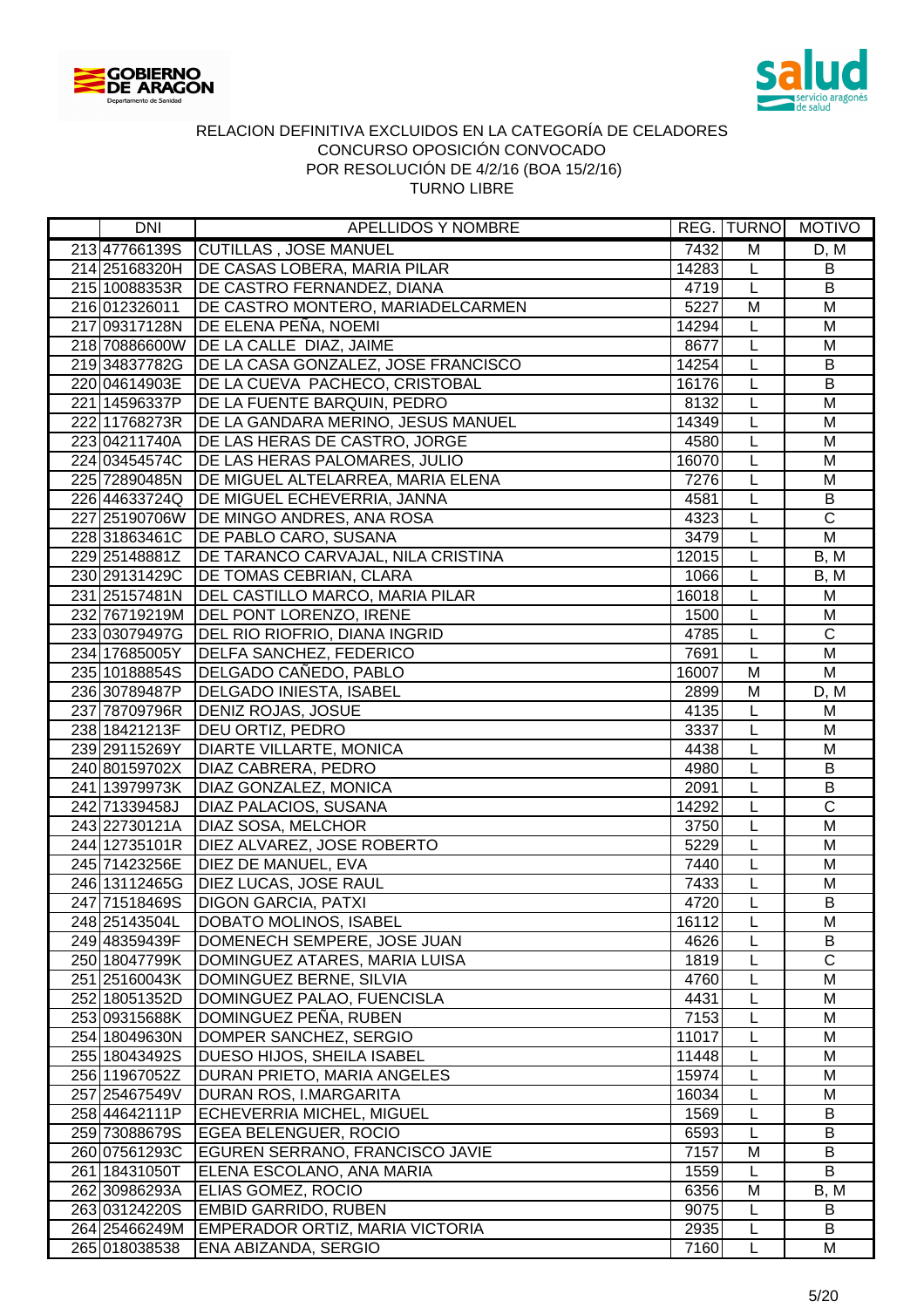RELACION DEFINITIVA EXCLUIDOS EN LA CATEGORÍA DE CELADORES
CONCURSO OPOSICIÓN CONVOCADO
POR RESOLUCIÓN DE 4/2/16 (BOA 15/2/16)
TURNO LIBRE

| | DNI | APELLIDOS Y NOMBRE | REG. | TURNO | MOTIVO |
|---|---|---|---|---|---|
| 213 | 47766139S | CUTILLAS , JOSE MANUEL | 7432 | M | D, M |
| 214 | 25168320H | DE CASAS LOBERA, MARIA PILAR | 14283 | L | B |
| 215 | 10088353R | DE CASTRO FERNANDEZ, DIANA | 4719 | L | B |
| 216 | 012326011 | DE CASTRO MONTERO, MARIADELCARMEN | 5227 | M | M |
| 217 | 09317128N | DE ELENA PEÑA, NOEMI | 14294 | L | M |
| 218 | 70886600W | DE LA CALLE DIAZ, JAIME | 8677 | L | M |
| 219 | 34837782G | DE LA CASA GONZALEZ, JOSE FRANCISCO | 14254 | L | B |
| 220 | 04614903E | DE LA CUEVA PACHECO, CRISTOBAL | 16176 | L | B |
| 221 | 14596337P | DE LA FUENTE BARQUIN, PEDRO | 8132 | L | M |
| 222 | 11768273R | DE LA GANDARA MERINO, JESUS MANUEL | 14349 | L | M |
| 223 | 04211740A | DE LAS HERAS DE CASTRO, JORGE | 4580 | L | M |
| 224 | 03454574C | DE LAS HERAS PALOMARES, JULIO | 16070 | L | M |
| 225 | 72890485N | DE MIGUEL ALTELARREA, MARIA ELENA | 7276 | L | M |
| 226 | 44633724Q | DE MIGUEL ECHEVERRIA, JANNA | 4581 | L | B |
| 227 | 25190706W | DE MINGO ANDRES, ANA ROSA | 4323 | L | C |
| 228 | 31863461C | DE PABLO CARO, SUSANA | 3479 | L | M |
| 229 | 25148881Z | DE TARANCO CARVAJAL, NILA CRISTINA | 12015 | L | B, M |
| 230 | 29131429C | DE TOMAS CEBRIAN, CLARA | 1066 | L | B, M |
| 231 | 25157481N | DEL CASTILLO MARCO, MARIA PILAR | 16018 | L | M |
| 232 | 76719219M | DEL PONT LORENZO, IRENE | 1500 | L | M |
| 233 | 03079497G | DEL RIO RIOFRIO, DIANA INGRID | 4785 | L | C |
| 234 | 17685005Y | DELFA SANCHEZ, FEDERICO | 7691 | L | M |
| 235 | 10188854S | DELGADO CAÑEDO, PABLO | 16007 | M | M |
| 236 | 30789487P | DELGADO INIESTA, ISABEL | 2899 | M | D, M |
| 237 | 78709796R | DENIZ ROJAS, JOSUE | 4135 | L | M |
| 238 | 18421213F | DEU ORTIZ, PEDRO | 3337 | L | M |
| 239 | 29115269Y | DIARTE VILLARTE, MONICA | 4438 | L | M |
| 240 | 80159702X | DIAZ CABRERA, PEDRO | 4980 | L | B |
| 241 | 13979973K | DIAZ GONZALEZ, MONICA | 2091 | L | B |
| 242 | 71339458J | DIAZ PALACIOS, SUSANA | 14292 | L | C |
| 243 | 22730121A | DIAZ SOSA, MELCHOR | 3750 | L | M |
| 244 | 12735101R | DIEZ ALVAREZ, JOSE ROBERTO | 5229 | L | M |
| 245 | 71423256E | DIEZ DE MANUEL, EVA | 7440 | L | M |
| 246 | 13112465G | DIEZ LUCAS, JOSE RAUL | 7433 | L | M |
| 247 | 71518469S | DIGON GARCIA, PATXI | 4720 | L | B |
| 248 | 25143504L | DOBATO MOLINOS, ISABEL | 16112 | L | M |
| 249 | 48359439F | DOMENECH SEMPERE, JOSE JUAN | 4626 | L | B |
| 250 | 18047799K | DOMINGUEZ ATARES, MARIA LUISA | 1819 | L | C |
| 251 | 25160043K | DOMINGUEZ BERNE, SILVIA | 4760 | L | M |
| 252 | 18051352D | DOMINGUEZ PALAO, FUENCISLA | 4431 | L | M |
| 253 | 09315688K | DOMINGUEZ PEÑA, RUBEN | 7153 | L | M |
| 254 | 18049630N | DOMPER SANCHEZ, SERGIO | 11017 | L | M |
| 255 | 18043492S | DUESO HIJOS, SHEILA ISABEL | 11448 | L | M |
| 256 | 11967052Z | DURAN PRIETO, MARIA ANGELES | 15974 | L | M |
| 257 | 25467549V | DURAN ROS, I.MARGARITA | 16034 | L | M |
| 258 | 44642111P | ECHEVERRIA MICHEL, MIGUEL | 1569 | L | B |
| 259 | 73088679S | EGEA BELENGUER, ROCIO | 6593 | L | B |
| 260 | 07561293C | EGUREN SERRANO, FRANCISCO JAVIE | 7157 | M | B |
| 261 | 18431050T | ELENA ESCOLANO, ANA MARIA | 1559 | L | B |
| 262 | 30986293A | ELIAS GOMEZ, ROCIO | 6356 | M | B, M |
| 263 | 03124220S | EMBID GARRIDO, RUBEN | 9075 | L | B |
| 264 | 25466249M | EMPERADOR ORTIZ, MARIA VICTORIA | 2935 | L | B |
| 265 | 018038538 | ENA ABIZANDA, SERGIO | 7160 | L | M |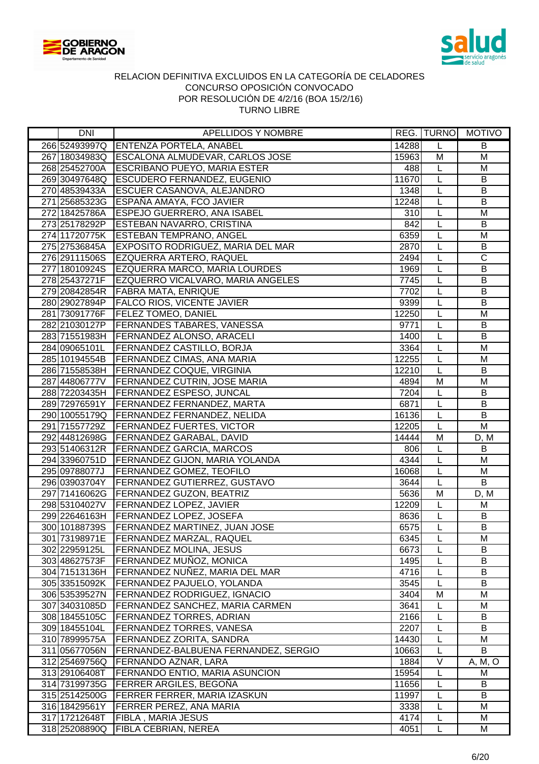RELACION DEFINITIVA EXCLUIDOS EN LA CATEGORÍA DE CELADORES
CONCURSO OPOSICIÓN CONVOCADO
POR RESOLUCIÓN DE 4/2/16 (BOA 15/2/16)
TURNO LIBRE

| | DNI | APELLIDOS Y NOMBRE | REG. | TURNO | MOTIVO |
|---|---|---|---|---|---|
| 266 | 52493997Q | ENTENZA PORTELA, ANABEL | 14288 | L | B |
| 267 | 18034983Q | ESCALONA ALMUDEVAR, CARLOS JOSE | 15963 | M | M |
| 268 | 25452700A | ESCRIBANO PUEYO, MARIA ESTER | 488 | L | M |
| 269 | 30497648Q | ESCUDERO FERNANDEZ, EUGENIO | 11670 | L | B |
| 270 | 48539433A | ESCUER CASANOVA, ALEJANDRO | 1348 | L | B |
| 271 | 25685323G | ESPAÑA AMAYA, FCO JAVIER | 12248 | L | B |
| 272 | 18425786A | ESPEJO GUERRERO, ANA ISABEL | 310 | L | M |
| 273 | 25178292P | ESTEBAN NAVARRO, CRISTINA | 842 | L | B |
| 274 | 11720775K | ESTEBAN TEMPRANO, ANGEL | 6359 | L | M |
| 275 | 27536845A | EXPOSITO RODRIGUEZ, MARIA DEL MAR | 2870 | L | B |
| 276 | 29111506S | EZQUERRA ARTERO, RAQUEL | 2494 | L | C |
| 277 | 18010924S | EZQUERRA MARCO, MARIA LOURDES | 1969 | L | B |
| 278 | 25437271F | EZQUERRO VICALVARO, MARIA ANGELES | 7745 | L | B |
| 279 | 20842854R | FABRA MATA, ENRIQUE | 7702 | L | B |
| 280 | 29027894P | FALCO RIOS, VICENTE JAVIER | 9399 | L | B |
| 281 | 73091776F | FELEZ TOMEO, DANIEL | 12250 | L | M |
| 282 | 21030127P | FERNANDES TABARES, VANESSA | 9771 | L | B |
| 283 | 71551983H | FERNANDEZ ALONSO, ARACELI | 1400 | L | B |
| 284 | 09065101L | FERNANDEZ CASTILLO, BORJA | 3364 | L | M |
| 285 | 10194554B | FERNANDEZ CIMAS, ANA MARIA | 12255 | L | M |
| 286 | 71558538H | FERNANDEZ COQUE, VIRGINIA | 12210 | L | B |
| 287 | 44806777V | FERNANDEZ CUTRIN, JOSE MARIA | 4894 | M | M |
| 288 | 72203435H | FERNANDEZ ESPESO, JUNCAL | 7204 | L | B |
| 289 | 72976591Y | FERNANDEZ FERNANDEZ, MARTA | 6871 | L | B |
| 290 | 10055179Q | FERNANDEZ FERNANDEZ, NELIDA | 16136 | L | B |
| 291 | 71557729Z | FERNANDEZ FUERTES, VICTOR | 12205 | L | M |
| 292 | 44812698G | FERNANDEZ GARABAL, DAVID | 14444 | M | D, M |
| 293 | 51406312R | FERNANDEZ GARCIA, MARCOS | 806 | L | B |
| 294 | 33960751D | FERNANDEZ GIJON, MARIA YOLANDA | 4344 | L | M |
| 295 | 09788077J | FERNANDEZ GOMEZ, TEOFILO | 16068 | L | M |
| 296 | 03903704Y | FERNANDEZ GUTIERREZ, GUSTAVO | 3644 | L | B |
| 297 | 71416062G | FERNANDEZ GUZON, BEATRIZ | 5636 | M | D, M |
| 298 | 53104027V | FERNANDEZ LOPEZ, JAVIER | 12209 | L | M |
| 299 | 22646163H | FERNANDEZ LOPEZ, JOSEFA | 8636 | L | B |
| 300 | 10188739S | FERNANDEZ MARTINEZ, JUAN JOSE | 6575 | L | B |
| 301 | 73198971E | FERNANDEZ MARZAL, RAQUEL | 6345 | L | M |
| 302 | 22959125L | FERNANDEZ MOLINA, JESUS | 6673 | L | B |
| 303 | 48627573F | FERNANDEZ MUÑOZ, MONICA | 1495 | L | B |
| 304 | 71513136H | FERNANDEZ NUÑEZ, MARIA DEL MAR | 4716 | L | B |
| 305 | 33515092K | FERNANDEZ PAJUELO, YOLANDA | 3545 | L | B |
| 306 | 53539527N | FERNANDEZ RODRIGUEZ, IGNACIO | 3404 | M | M |
| 307 | 34031085D | FERNANDEZ SANCHEZ, MARIA CARMEN | 3641 | L | M |
| 308 | 18455105C | FERNANDEZ TORRES, ADRIAN | 2166 | L | B |
| 309 | 18455104L | FERNANDEZ TORRES, VANESA | 2207 | L | B |
| 310 | 78999575A | FERNANDEZ ZORITA, SANDRA | 14430 | L | M |
| 311 | 05677056N | FERNANDEZ-BALBUENA FERNANDEZ, SERGIO | 10663 | L | B |
| 312 | 25469756Q | FERNANDO AZNAR, LARA | 1884 | V | A, M, O |
| 313 | 29106408T | FERNANDO ENTIO, MARIA ASUNCION | 15954 | L | M |
| 314 | 73199735G | FERRER ARGILES, BEGOÑA | 11656 | L | B |
| 315 | 25142500G | FERRER FERRER, MARIA IZASKUN | 11997 | L | B |
| 316 | 18429561Y | FERRER PEREZ, ANA MARIA | 3338 | L | M |
| 317 | 17212648T | FIBLA , MARIA JESUS | 4174 | L | M |
| 318 | 25208890Q | FIBLA CEBRIAN, NEREA | 4051 | L | M |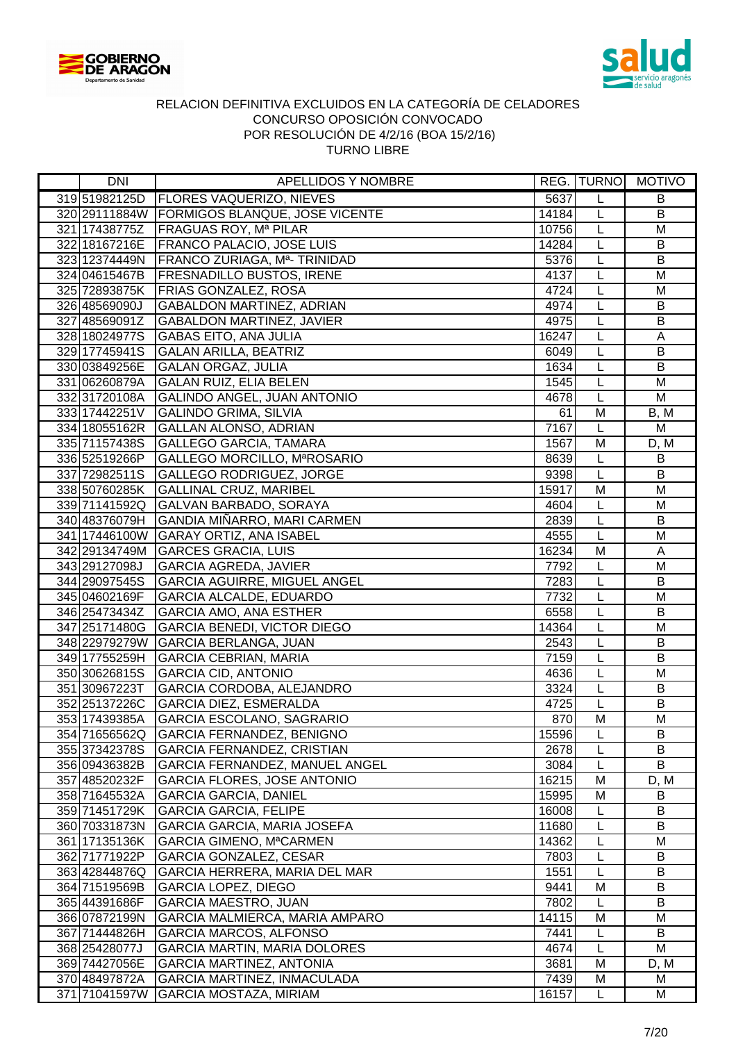RELACION DEFINITIVA EXCLUIDOS EN LA CATEGORÍA DE CELADORES
CONCURSO OPOSICIÓN CONVOCADO
POR RESOLUCIÓN DE 4/2/16 (BOA 15/2/16)
TURNO LIBRE

| | DNI | APELLIDOS Y NOMBRE | REG. | TURNO | MOTIVO |
|---|---|---|---|---|---|
| 319 | 51982125D | FLORES VAQUERIZO, NIEVES | 5637 | L | B |
| 320 | 29111884W | FORMIGOS BLANQUE, JOSE VICENTE | 14184 | L | B |
| 321 | 17438775Z | FRAGUAS ROY, Mª PILAR | 10756 | L | M |
| 322 | 18167216E | FRANCO PALACIO, JOSE LUIS | 14284 | L | B |
| 323 | 12374449N | FRANCO ZURIAGA, Mª- TRINIDAD | 5376 | L | B |
| 324 | 04615467B | FRESNADILLO BUSTOS, IRENE | 4137 | L | M |
| 325 | 72893875K | FRIAS GONZALEZ, ROSA | 4724 | L | M |
| 326 | 48569090J | GABALDON MARTINEZ, ADRIAN | 4974 | L | B |
| 327 | 48569091Z | GABALDON MARTINEZ, JAVIER | 4975 | L | B |
| 328 | 18024977S | GABAS EITO, ANA JULIA | 16247 | L | A |
| 329 | 17745941S | GALAN ARILLA, BEATRIZ | 6049 | L | B |
| 330 | 03849256E | GALAN ORGAZ, JULIA | 1634 | L | B |
| 331 | 06260879A | GALAN RUIZ, ELIA BELEN | 1545 | L | M |
| 332 | 31720108A | GALINDO ANGEL, JUAN ANTONIO | 4678 | L | M |
| 333 | 17442251V | GALINDO GRIMA, SILVIA | 61 | M | B, M |
| 334 | 18055162R | GALLAN ALONSO, ADRIAN | 7167 | L | M |
| 335 | 71157438S | GALLEGO GARCIA, TAMARA | 1567 | M | D, M |
| 336 | 52519266P | GALLEGO MORCILLO, MªROSARIO | 8639 | L | B |
| 337 | 72982511S | GALLEGO RODRIGUEZ, JORGE | 9398 | L | B |
| 338 | 50760285K | GALLINAL CRUZ, MARIBEL | 15917 | M | M |
| 339 | 71141592Q | GALVAN BARBADO, SORAYA | 4604 | L | M |
| 340 | 48376079H | GANDIA MIÑARRO, MARI CARMEN | 2839 | L | B |
| 341 | 17446100W | GARAY ORTIZ, ANA ISABEL | 4555 | L | M |
| 342 | 29134749M | GARCES GRACIA, LUIS | 16234 | M | A |
| 343 | 29127098J | GARCIA AGREDA, JAVIER | 7792 | L | M |
| 344 | 29097545S | GARCIA AGUIRRE, MIGUEL ANGEL | 7283 | L | B |
| 345 | 04602169F | GARCIA ALCALDE, EDUARDO | 7732 | L | M |
| 346 | 25473434Z | GARCIA AMO, ANA ESTHER | 6558 | L | B |
| 347 | 25171480G | GARCIA BENEDI, VICTOR DIEGO | 14364 | L | M |
| 348 | 22979279W | GARCIA BERLANGA, JUAN | 2543 | L | B |
| 349 | 17755259H | GARCIA CEBRIAN, MARIA | 7159 | L | B |
| 350 | 30626815S | GARCIA CID, ANTONIO | 4636 | L | M |
| 351 | 30967223T | GARCIA CORDOBA, ALEJANDRO | 3324 | L | B |
| 352 | 25137226C | GARCIA DIEZ, ESMERALDA | 4725 | L | B |
| 353 | 17439385A | GARCIA ESCOLANO, SAGRARIO | 870 | M | M |
| 354 | 71656562Q | GARCIA FERNANDEZ, BENIGNO | 15596 | L | B |
| 355 | 37342378S | GARCIA FERNANDEZ, CRISTIAN | 2678 | L | B |
| 356 | 09436382B | GARCIA FERNANDEZ, MANUEL ANGEL | 3084 | L | B |
| 357 | 48520232F | GARCIA FLORES, JOSE ANTONIO | 16215 | M | D, M |
| 358 | 71645532A | GARCIA GARCIA, DANIEL | 15995 | M | B |
| 359 | 71451729K | GARCIA GARCIA, FELIPE | 16008 | L | B |
| 360 | 70331873N | GARCIA GARCIA, MARIA JOSEFA | 11680 | L | B |
| 361 | 17135136K | GARCIA GIMENO, MªCARMEN | 14362 | L | M |
| 362 | 71771922P | GARCIA GONZALEZ, CESAR | 7803 | L | B |
| 363 | 42844876Q | GARCIA HERRERA, MARIA DEL MAR | 1551 | L | B |
| 364 | 71519569B | GARCIA LOPEZ, DIEGO | 9441 | M | B |
| 365 | 44391686F | GARCIA MAESTRO, JUAN | 7802 | L | B |
| 366 | 07872199N | GARCIA MALMIERCA, MARIA AMPARO | 14115 | M | M |
| 367 | 71444826H | GARCIA MARCOS, ALFONSO | 7441 | L | B |
| 368 | 25428077J | GARCIA MARTIN, MARIA DOLORES | 4674 | L | M |
| 369 | 74427056E | GARCIA MARTINEZ, ANTONIA | 3681 | M | D, M |
| 370 | 48497872A | GARCIA MARTINEZ, INMACULADA | 7439 | M | M |
| 371 | 71041597W | GARCIA MOSTAZA, MIRIAM | 16157 | L | M |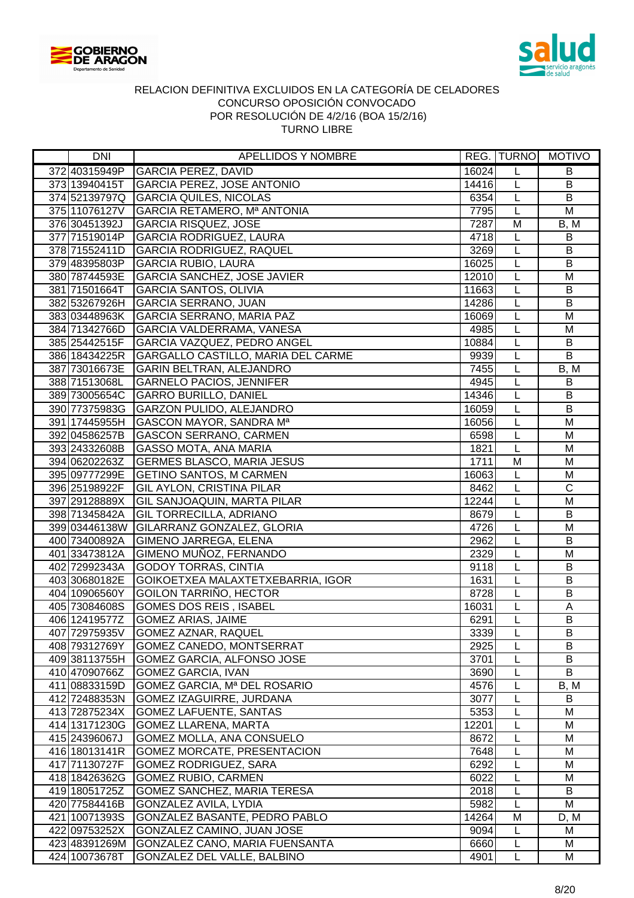# RELACION DEFINITIVA EXCLUIDOS EN LA CATEGORÍA DE CELADORES
## CONCURSO OPOSICIÓN CONVOCADO
## POR RESOLUCIÓN DE 4/2/16 (BOA 15/2/16)
## TURNO LIBRE

| | DNI | APELLIDOS Y NOMBRE | REG. | TURNO | MOTIVO |
|---|---|---|---|---|---|
| 372 | 40315949P | GARCIA PEREZ, DAVID | 16024 | L | B |
| 373 | 13940415T | GARCIA PEREZ, JOSE ANTONIO | 14416 | L | B |
| 374 | 52139797Q | GARCIA QUILES, NICOLAS | 6354 | L | B |
| 375 | 11076127V | GARCIA RETAMERO, Mª ANTONIA | 7795 | L | M |
| 376 | 30451392J | GARCIA RISQUEZ, JOSE | 7287 | M | B, M |
| 377 | 71519014P | GARCIA RODRIGUEZ, LAURA | 4718 | L | B |
| 378 | 71552411D | GARCIA RODRIGUEZ, RAQUEL | 3269 | L | B |
| 379 | 48395803P | GARCIA RUBIO, LAURA | 16025 | L | B |
| 380 | 78744593E | GARCIA SANCHEZ, JOSE JAVIER | 12010 | L | M |
| 381 | 71501664T | GARCIA SANTOS, OLIVIA | 11663 | L | B |
| 382 | 53267926H | GARCIA SERRANO, JUAN | 14286 | L | B |
| 383 | 03448963K | GARCIA SERRANO, MARIA PAZ | 16069 | L | M |
| 384 | 71342766D | GARCIA VALDERRAMA, VANESA | 4985 | L | M |
| 385 | 25442515F | GARCIA VAZQUEZ, PEDRO ANGEL | 10884 | L | B |
| 386 | 18434225R | GARGALLO CASTILLO, MARIA DEL CARME | 9939 | L | B |
| 387 | 73016673E | GARIN BELTRAN, ALEJANDRO | 7455 | L | B, M |
| 388 | 71513068L | GARNELO PACIOS, JENNIFER | 4945 | L | B |
| 389 | 73005654C | GARRO BURILLO, DANIEL | 14346 | L | B |
| 390 | 77375983G | GARZON PULIDO, ALEJANDRO | 16059 | L | B |
| 391 | 17445955H | GASCON MAYOR, SANDRA Mª | 16056 | L | M |
| 392 | 04586257B | GASCON SERRANO, CARMEN | 6598 | L | M |
| 393 | 24332608B | GASSO MOTA, ANA MARIA | 1821 | L | M |
| 394 | 06202263Z | GERMES BLASCO, MARIA JESUS | 1711 | M | M |
| 395 | 09777299E | GETINO SANTOS, M CARMEN | 16063 | L | M |
| 396 | 25198922F | GIL AYLON, CRISTINA PILAR | 8462 | L | C |
| 397 | 29128889X | GIL SANJOAQUIN, MARTA PILAR | 12244 | L | M |
| 398 | 71345842A | GIL TORRECILLA, ADRIANO | 8679 | L | B |
| 399 | 03446138W | GILARRANZ GONZALEZ, GLORIA | 4726 | L | M |
| 400 | 73400892A | GIMENO JARREGA, ELENA | 2962 | L | B |
| 401 | 33473812A | GIMENO MUÑOZ, FERNANDO | 2329 | L | M |
| 402 | 72992343A | GODOY TORRAS, CINTIA | 9118 | L | B |
| 403 | 30680182E | GOIKOETXEA MALAXTETXEBARRIA, IGOR | 1631 | L | B |
| 404 | 10906560Y | GOILON TARRIÑO, HECTOR | 8728 | L | B |
| 405 | 73084608S | GOMES DOS REIS , ISABEL | 16031 | L | A |
| 406 | 12419577Z | GOMEZ ARIAS, JAIME | 6291 | L | B |
| 407 | 72975935V | GOMEZ AZNAR, RAQUEL | 3339 | L | B |
| 408 | 79312769Y | GOMEZ CANEDO, MONTSERRAT | 2925 | L | B |
| 409 | 38113755H | GOMEZ GARCIA, ALFONSO JOSE | 3701 | L | B |
| 410 | 47090766Z | GOMEZ GARCIA, IVAN | 3690 | L | B |
| 411 | 08833159D | GOMEZ GARCIA, Mª DEL ROSARIO | 4576 | L | B, M |
| 412 | 72488353N | GOMEZ IZAGUIRRE, JURDANA | 3077 | L | B |
| 413 | 72875234X | GOMEZ LAFUENTE, SANTAS | 5353 | L | M |
| 414 | 13171230G | GOMEZ LLARENA, MARTA | 12201 | L | M |
| 415 | 24396067J | GOMEZ MOLLA, ANA CONSUELO | 8672 | L | M |
| 416 | 18013141R | GOMEZ MORCATE, PRESENTACION | 7648 | L | M |
| 417 | 71130727F | GOMEZ RODRIGUEZ, SARA | 6292 | L | M |
| 418 | 18426362G | GOMEZ RUBIO, CARMEN | 6022 | L | M |
| 419 | 18051725Z | GOMEZ SANCHEZ, MARIA TERESA | 2018 | L | B |
| 420 | 77584416B | GONZALEZ AVILA, LYDIA | 5982 | L | M |
| 421 | 10071393S | GONZALEZ BASANTE, PEDRO PABLO | 14264 | M | D, M |
| 422 | 09753252X | GONZALEZ CAMINO, JUAN JOSE | 9094 | L | M |
| 423 | 48391269M | GONZALEZ CANO, MARIA FUENSANTA | 6660 | L | M |
| 424 | 10073678T | GONZALEZ DEL VALLE, BALBINO | 4901 | L | M |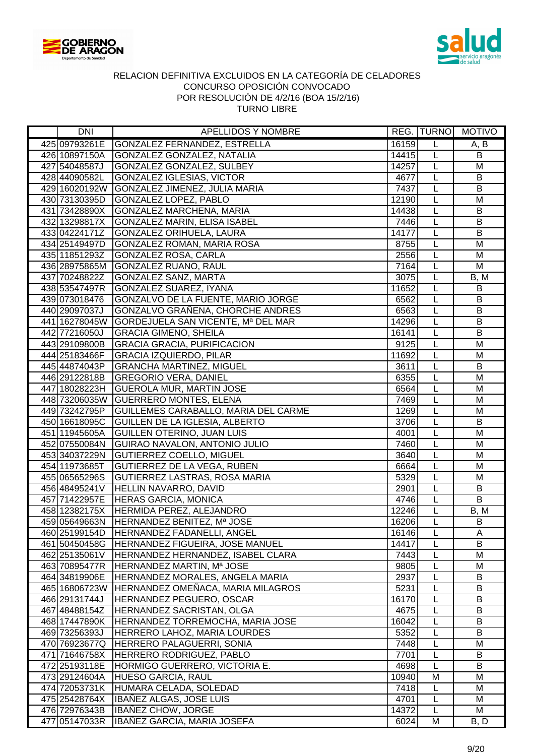RELACION DEFINITIVA EXCLUIDOS EN LA CATEGORÍA DE CELADORES
CONCURSO OPOSICIÓN CONVOCADO
POR RESOLUCIÓN DE 4/2/16 (BOA 15/2/16)
TURNO LIBRE

| | DNI | APELLIDOS Y NOMBRE | REG. | TURNO | MOTIVO |
|---|---|---|---|---|---|
| 425 | 09793261E | GONZALEZ FERNANDEZ, ESTRELLA | 16159 | L | A, B |
| 426 | 10897150A | GONZALEZ GONZALEZ, NATALIA | 14415 | L | B |
| 427 | 54048587J | GONZALEZ GONZALEZ, SULBEY | 14257 | L | M |
| 428 | 44090582L | GONZALEZ IGLESIAS, VICTOR | 4677 | L | B |
| 429 | 16020192W | GONZALEZ JIMENEZ, JULIA MARIA | 7437 | L | B |
| 430 | 73130395D | GONZALEZ LOPEZ, PABLO | 12190 | L | M |
| 431 | 73428890X | GONZALEZ MARCHENA, MARIA | 14438 | L | B |
| 432 | 13298817X | GONZALEZ MARIN, ELISA ISABEL | 7446 | L | B |
| 433 | 04224171Z | GONZALEZ ORIHUELA, LAURA | 14177 | L | B |
| 434 | 25149497D | GONZALEZ ROMAN, MARIA ROSA | 8755 | L | M |
| 435 | 11851293Z | GONZALEZ ROSA, CARLA | 2556 | L | M |
| 436 | 28975865M | GONZALEZ RUANO, RAUL | 7164 | L | M |
| 437 | 70248822Z | GONZALEZ SANZ, MARTA | 3075 | L | B, M |
| 438 | 53547497R | GONZALEZ SUAREZ, IYANA | 11652 | L | B |
| 439 | 073018476 | GONZALVO DE LA FUENTE, MARIO JORGE | 6562 | L | B |
| 440 | 29097037J | GONZALVO GRAÑENA, CHORCHE ANDRES | 6563 | L | B |
| 441 | 16278045W | GORDEJUELA SAN VICENTE, Mª DEL MAR | 14296 | L | B |
| 442 | 77216050J | GRACIA GIMENO, SHEILA | 16141 | L | B |
| 443 | 29109800B | GRACIA GRACIA, PURIFICACION | 9125 | L | M |
| 444 | 25183466F | GRACIA IZQUIERDO, PILAR | 11692 | L | M |
| 445 | 44874043P | GRANCHA MARTINEZ, MIGUEL | 3611 | L | B |
| 446 | 29122818B | GREGORIO VERA, DANIEL | 6355 | L | M |
| 447 | 18028223H | GUEROLA MUR, MARTIN JOSE | 6564 | L | M |
| 448 | 73206035W | GUERRERO MONTES, ELENA | 7469 | L | M |
| 449 | 73242795P | GUILLEMES CARABALLO, MARIA DEL CARME | 1269 | L | M |
| 450 | 16618095C | GUILLEN DE LA IGLESIA, ALBERTO | 3706 | L | B |
| 451 | 11945605A | GUILLEN OTERINO, JUAN LUIS | 4001 | L | M |
| 452 | 07550084N | GUIRAO NAVALON, ANTONIO JULIO | 7460 | L | M |
| 453 | 34037229N | GUTIERREZ COELLO, MIGUEL | 3640 | L | M |
| 454 | 11973685T | GUTIERREZ DE LA VEGA, RUBEN | 6664 | L | M |
| 455 | 06565296S | GUTIERREZ LASTRAS, ROSA MARIA | 5329 | L | M |
| 456 | 48495241V | HELLIN NAVARRO, DAVID | 2901 | L | B |
| 457 | 71422957E | HERAS GARCIA, MONICA | 4746 | L | B |
| 458 | 12382175X | HERMIDA PEREZ, ALEJANDRO | 12246 | L | B, M |
| 459 | 05649663N | HERNANDEZ BENITEZ, Mª JOSE | 16206 | L | B |
| 460 | 25199154D | HERNANDEZ FADANELLI, ANGEL | 16146 | L | A |
| 461 | 50450458G | HERNANDEZ FIGUEIRA, JOSE MANUEL | 14417 | L | B |
| 462 | 25135061V | HERNANDEZ HERNANDEZ, ISABEL CLARA | 7443 | L | M |
| 463 | 70895477R | HERNANDEZ MARTIN, Mª JOSE | 9805 | L | M |
| 464 | 34819906E | HERNANDEZ MORALES, ANGELA MARIA | 2937 | L | B |
| 465 | 16806723W | HERNANDEZ OMEÑACA, MARIA MILAGROS | 5231 | L | B |
| 466 | 29131744J | HERNANDEZ PEGUERO, OSCAR | 16170 | L | B |
| 467 | 48488154Z | HERNANDEZ SACRISTAN, OLGA | 4675 | L | B |
| 468 | 17447890K | HERNANDEZ TORREMOCHA, MARIA JOSE | 16042 | L | B |
| 469 | 73256393J | HERRERO LAHOZ, MARIA LOURDES | 5352 | L | B |
| 470 | 76923677Q | HERRERO PALAGUERRI, SONIA | 7448 | L | M |
| 471 | 71646758X | HERRERO RODRIGUEZ, PABLO | 7701 | L | B |
| 472 | 25193118E | HORMIGO GUERRERO, VICTORIA E. | 4698 | L | B |
| 473 | 29124604A | HUESO GARCIA, RAUL | 10940 | M | M |
| 474 | 72053731K | HUMARA CELADA, SOLEDAD | 7418 | L | M |
| 475 | 25428764X | IBAÑEZ ALGAS, JOSE LUIS | 4701 | L | M |
| 476 | 72976343B | IBAÑEZ CHOW, JORGE | 14372 | L | M |
| 477 | 05147033R | IBAÑEZ GARCIA, MARIA JOSEFA | 6024 | M | B, D |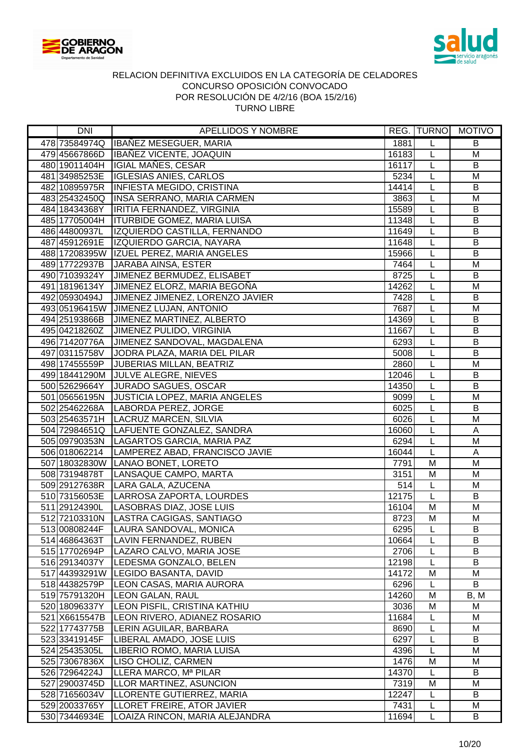GOBIERNO DE ARAGON
Departamento de Sanidad

salud servicio aragonés de salud

RELACION DEFINITIVA EXCLUIDOS EN LA CATEGORÍA DE CELADORES
CONCURSO OPOSICIÓN CONVOCADO
POR RESOLUCIÓN DE 4/2/16 (BOA 15/2/16)
TURNO LIBRE

| | DNI | APELLIDOS Y NOMBRE | REG. | TURNO | MOTIVO |
|---|---|---|---|---|---|
| 478 | 73584974Q | IBAÑEZ MESEGUER, MARIA | 1881 | L | B |
| 479 | 45667866D | IBAÑEZ VICENTE, JOAQUIN | 16183 | L | M |
| 480 | 19011404H | IGIAL MAÑES, CESAR | 16117 | L | B |
| 481 | 34985253E | IGLESIAS ANIES, CARLOS | 5234 | L | M |
| 482 | 10895975R | INFIESTA MEGIDO, CRISTINA | 14414 | L | B |
| 483 | 25432450Q | INSA SERRANO, MARIA CARMEN | 3863 | L | M |
| 484 | 18434368Y | IRITIA FERNANDEZ, VIRGINIA | 15589 | L | B |
| 485 | 17705004H | ITURBIDE GOMEZ, MARIA LUISA | 11348 | L | B |
| 486 | 44800937L | IZQUIERDO CASTILLA, FERNANDO | 11649 | L | B |
| 487 | 45912691E | IZQUIERDO GARCIA, NAYARA | 11648 | L | B |
| 488 | 17208395W | IZUEL PEREZ, MARIA ANGELES | 15966 | L | B |
| 489 | 17722937B | JARABA AINSA, ESTER | 7464 | L | M |
| 490 | 71039324Y | JIMENEZ BERMUDEZ, ELISABET | 8725 | L | B |
| 491 | 18196134Y | JIMENEZ ELORZ, MARIA BEGOÑA | 14262 | L | M |
| 492 | 05930494J | JIMENEZ JIMENEZ, LORENZO JAVIER | 7428 | L | B |
| 493 | 05196415W | JIMENEZ LUJAN, ANTONIO | 7687 | L | M |
| 494 | 25193866B | JIMENEZ MARTINEZ, ALBERTO | 14369 | L | B |
| 495 | 04218260Z | JIMENEZ PULIDO, VIRGINIA | 11667 | L | B |
| 496 | 71420776A | JIMENEZ SANDOVAL, MAGDALENA | 6293 | L | B |
| 497 | 03115758V | JODRA PLAZA, MARIA DEL PILAR | 5008 | L | B |
| 498 | 17455559P | JUBERIAS MILLAN, BEATRIZ | 2860 | L | M |
| 499 | 18441290M | JULVE ALEGRE, NIEVES | 12046 | L | B |
| 500 | 52629664Y | JURADO SAGUES, OSCAR | 14350 | L | B |
| 501 | 05656195N | JUSTICIA LOPEZ, MARIA ANGELES | 9099 | L | M |
| 502 | 25462268A | LABORDA PEREZ, JORGE | 6025 | L | B |
| 503 | 25463571H | LACRUZ MARCEN, SILVIA | 6026 | L | M |
| 504 | 72984651Q | LAFUENTE GONZALEZ, SANDRA | 16060 | L | A |
| 505 | 09790353N | LAGARTOS GARCIA, MARIA PAZ | 6294 | L | M |
| 506 | 018062214 | LAMPEREZ ABAD, FRANCISCO JAVIE | 16044 | L | A |
| 507 | 18032830W | LANAO BONET, LORETO | 7791 | M | M |
| 508 | 73194878T | LANSAQUE CAMPO, MARTA | 3151 | M | M |
| 509 | 29127638R | LARA GALA, AZUCENA | 514 | L | M |
| 510 | 73156053E | LARROSA ZAPORTA, LOURDES | 12175 | L | B |
| 511 | 29124390L | LASOBRAS DIAZ, JOSE LUIS | 16104 | M | M |
| 512 | 72103310N | LASTRA CAGIGAS, SANTIAGO | 8723 | M | M |
| 513 | 00808244F | LAURA SANDOVAL, MONICA | 6295 | L | B |
| 514 | 46864363T | LAVIN FERNANDEZ, RUBEN | 10664 | L | B |
| 515 | 17702694P | LAZARO CALVO, MARIA JOSE | 2706 | L | B |
| 516 | 29134037Y | LEDESMA GONZALO, BELEN | 12198 | L | B |
| 517 | 44393291W | LEGIDO BASANTA, DAVID | 14172 | M | M |
| 518 | 44382579P | LEON CASAS, MARIA AURORA | 6296 | L | B |
| 519 | 75791320H | LEON GALAN, RAUL | 14260 | M | B, M |
| 520 | 18096337Y | LEON PISFIL, CRISTINA KATHIU | 3036 | M | M |
| 521 | X6615547B | LEON RIVERO, ADIANEZ ROSARIO | 11684 | L | M |
| 522 | 17743775B | LERIN AGUILAR, BARBARA | 8690 | L | M |
| 523 | 33419145F | LIBERAL AMADO, JOSE LUIS | 6297 | L | B |
| 524 | 25435305L | LIBERIO ROMO, MARIA LUISA | 4396 | L | M |
| 525 | 73067836X | LISO CHOLIZ, CARMEN | 1476 | M | M |
| 526 | 72964224J | LLERA MARCO, Mª PILAR | 14370 | L | B |
| 527 | 29003745D | LLOR MARTINEZ, ASUNCION | 7319 | M | M |
| 528 | 71656034V | LLORENTE GUTIERREZ, MARIA | 12247 | L | B |
| 529 | 20033765Y | LLORET FREIRE, ATOR JAVIER | 7431 | L | M |
| 530 | 73446934E | LOAIZA RINCON, MARIA ALEJANDRA | 11694 | L | B |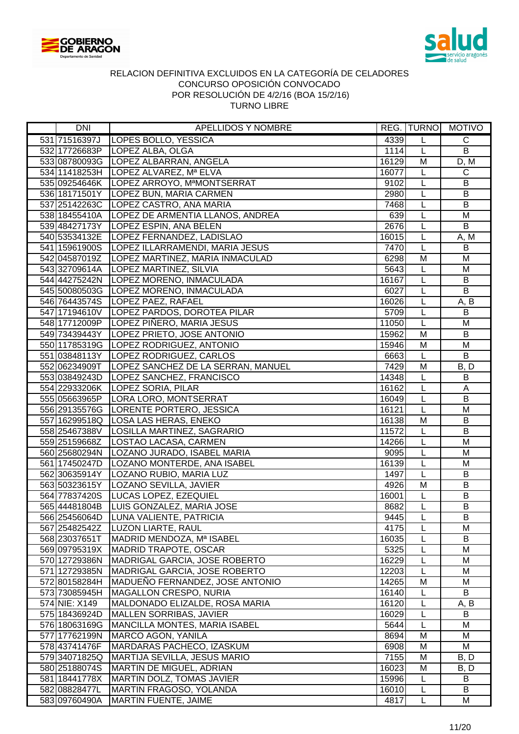RELACION DEFINITIVA EXCLUIDOS EN LA CATEGORÍA DE CELADORES
CONCURSO OPOSICIÓN CONVOCADO
POR RESOLUCIÓN DE 4/2/16 (BOA 15/2/16)
TURNO LIBRE

| | DNI | APELLIDOS Y NOMBRE | REG. | TURNO | MOTIVO |
|---|---|---|---|---|---|
| 531 | 71516397J | LOPES BOLLO, YESSICA | 4339 | L | C |
| 532 | 17726683P | LOPEZ ALBA, OLGA | 1114 | L | B |
| 533 | 08780093G | LOPEZ ALBARRAN, ANGELA | 16129 | M | D, M |
| 534 | 11418253H | LOPEZ ALVAREZ, Mª ELVA | 16077 | L | C |
| 535 | 09254646K | LOPEZ ARROYO, MªMONTSERRAT | 9102 | L | B |
| 536 | 18171501Y | LOPEZ BUN, MARIA CARMEN | 2980 | L | B |
| 537 | 25142263C | LOPEZ CASTRO, ANA MARIA | 7468 | L | B |
| 538 | 18455410A | LOPEZ DE ARMENTIA LLANOS, ANDREA | 639 | L | M |
| 539 | 48427173Y | LOPEZ ESPIN, ANA BELEN | 2676 | L | B |
| 540 | 53534132E | LOPEZ FERNANDEZ, LADISLAO | 16015 | L | A, M |
| 541 | 15961900S | LOPEZ ILLARRAMENDI, MARIA JESUS | 7470 | L | B |
| 542 | 04587019Z | LOPEZ MARTINEZ, MARIA INMACULAD | 6298 | M | M |
| 543 | 32709614A | LOPEZ MARTINEZ, SILVIA | 5643 | L | M |
| 544 | 44275242N | LOPEZ MORENO, INMACULADA | 16167 | L | B |
| 545 | 50080503G | LOPEZ MORENO, INMACULADA | 6027 | L | B |
| 546 | 76443574S | LOPEZ PAEZ, RAFAEL | 16026 | L | A, B |
| 547 | 17194610V | LOPEZ PARDOS, DOROTEA PILAR | 5709 | L | B |
| 548 | 17712009P | LOPEZ PIÑERO, MARIA JESUS | 11050 | L | M |
| 549 | 73439443Y | LOPEZ PRIETO, JOSE ANTONIO | 15962 | M | B |
| 550 | 11785319G | LOPEZ RODRIGUEZ, ANTONIO | 15946 | M | M |
| 551 | 03848113Y | LOPEZ RODRIGUEZ, CARLOS | 6663 | L | B |
| 552 | 06234909T | LOPEZ SANCHEZ DE LA SERRAN, MANUEL | 7429 | M | B, D |
| 553 | 03849243D | LOPEZ SANCHEZ, FRANCISCO | 14348 | L | B |
| 554 | 22933206K | LOPEZ SORIA, PILAR | 16162 | L | A |
| 555 | 05663965P | LORA LORO, MONTSERRAT | 16049 | L | B |
| 556 | 29135576G | LORENTE PORTERO, JESSICA | 16121 | L | M |
| 557 | 16299518Q | LOSA LAS HERAS, ENEKO | 16138 | M | B |
| 558 | 25467388V | LOSILLA MARTINEZ, SAGRARIO | 11572 | L | B |
| 559 | 25159668Z | LOSTAO LACASA, CARMEN | 14266 | L | M |
| 560 | 25680294N | LOZANO JURADO, ISABEL MARIA | 9095 | L | M |
| 561 | 17450247D | LOZANO MONTERDE, ANA ISABEL | 16139 | L | M |
| 562 | 30635914Y | LOZANO RUBIO, MARIA LUZ | 1497 | L | B |
| 563 | 50323615Y | LOZANO SEVILLA, JAVIER | 4926 | M | B |
| 564 | 77837420S | LUCAS LOPEZ, EZEQUIEL | 16001 | L | B |
| 565 | 44481804B | LUIS GONZALEZ, MARIA JOSE | 8682 | L | B |
| 566 | 25456064D | LUNA VALIENTE, PATRICIA | 9445 | L | B |
| 567 | 25482542Z | LUZON LIARTE, RAUL | 4175 | L | M |
| 568 | 23037651T | MADRID MENDOZA, Mª ISABEL | 16035 | L | B |
| 569 | 09795319X | MADRID TRAPOTE, OSCAR | 5325 | L | M |
| 570 | 12729386N | MADRIGAL GARCIA, JOSE ROBERTO | 16229 | L | M |
| 571 | 12729385N | MADRIGAL GARCIA, JOSE ROBERTO | 12203 | L | M |
| 572 | 80158284H | MADUEÑO FERNANDEZ, JOSE ANTONIO | 14265 | M | M |
| 573 | 73085945H | MAGALLON CRESPO, NURIA | 16140 | L | B |
| 574 | NIE: X149 | MALDONADO ELIZALDE, ROSA MARIA | 16120 | L | A, B |
| 575 | 18436924D | MALLEN SORRIBAS, JAVIER | 16029 | L | B |
| 576 | 18063169G | MANCILLA MONTES, MARIA ISABEL | 5644 | L | M |
| 577 | 17762199N | MARCO AGON, YANILA | 8694 | M | M |
| 578 | 43741476F | MARDARAS PACHECO, IZASKUM | 6908 | M | M |
| 579 | 34071825Q | MARTIJA SEVILLA, JESUS MARIO | 7155 | M | B, D |
| 580 | 25188074S | MARTIN DE MIGUEL, ADRIAN | 16023 | M | B, D |
| 581 | 18441778X | MARTIN DOLZ, TOMAS JAVIER | 15996 | L | B |
| 582 | 08828477L | MARTIN FRAGOSO, YOLANDA | 16010 | L | B |
| 583 | 09760490A | MARTIN FUENTE, JAIME | 4817 | L | M |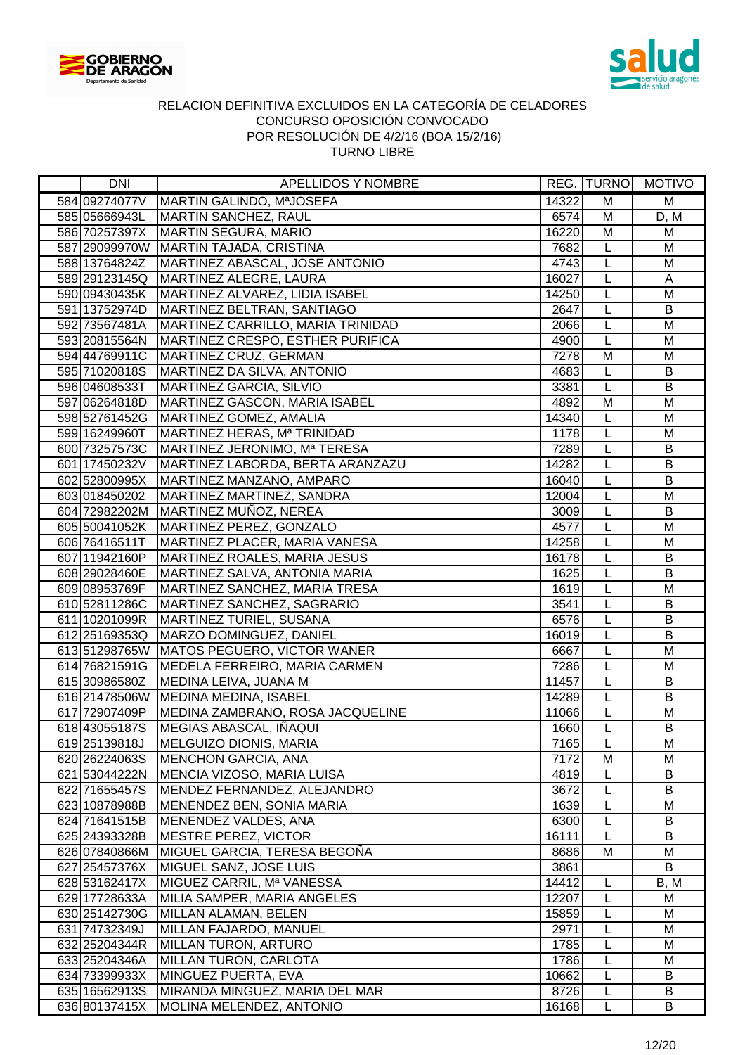GOBIERNO DE ARAGON
Departamento de Sanidad

salud
servicio aragonés de salud

RELACION DEFINITIVA EXCLUIDOS EN LA CATEGORÍA DE CELADORES
CONCURSO OPOSICIÓN CONVOCADO
POR RESOLUCIÓN DE 4/2/16 (BOA 15/2/16)
TURNO LIBRE

| | DNI | APELLIDOS Y NOMBRE | REG. | TURNO | MOTIVO |
|---|---|---|---|---|---|
| 584 | 09274077V | MARTIN GALINDO, MªJOSEFA | 14322 | M | M |
| 585 | 05666943L | MARTIN SANCHEZ, RAUL | 6574 | M | D, M |
| 586 | 70257397X | MARTIN SEGURA, MARIO | 16220 | M | M |
| 587 | 29099970W | MARTIN TAJADA, CRISTINA | 7682 | L | M |
| 588 | 13764824Z | MARTINEZ ABASCAL, JOSE ANTONIO | 4743 | L | M |
| 589 | 29123145Q | MARTINEZ ALEGRE, LAURA | 16027 | L | A |
| 590 | 09430435K | MARTINEZ ALVAREZ, LIDIA ISABEL | 14250 | L | M |
| 591 | 13752974D | MARTINEZ BELTRAN, SANTIAGO | 2647 | L | B |
| 592 | 73567481A | MARTINEZ CARRILLO, MARIA TRINIDAD | 2066 | L | M |
| 593 | 20815564N | MARTINEZ CRESPO, ESTHER PURIFICA | 4900 | L | M |
| 594 | 44769911C | MARTINEZ CRUZ, GERMAN | 7278 | M | M |
| 595 | 71020818S | MARTINEZ DA SILVA, ANTONIO | 4683 | L | B |
| 596 | 04608533T | MARTINEZ GARCIA, SILVIO | 3381 | L | B |
| 597 | 06264818D | MARTINEZ GASCON, MARIA ISABEL | 4892 | M | M |
| 598 | 52761452G | MARTINEZ GOMEZ, AMALIA | 14340 | L | M |
| 599 | 16249960T | MARTINEZ HERAS, Mª TRINIDAD | 1178 | L | M |
| 600 | 73257573C | MARTINEZ JERONIMO, Mª TERESA | 7289 | L | B |
| 601 | 17450232V | MARTINEZ LABORDA, BERTA ARANZAZU | 14282 | L | B |
| 602 | 52800995X | MARTINEZ MANZANO, AMPARO | 16040 | L | B |
| 603 | 018450202 | MARTINEZ MARTINEZ, SANDRA | 12004 | L | M |
| 604 | 72982202M | MARTINEZ MUÑOZ, NEREA | 3009 | L | B |
| 605 | 50041052K | MARTINEZ PEREZ, GONZALO | 4577 | L | M |
| 606 | 76416511T | MARTINEZ PLACER, MARIA VANESA | 14258 | L | M |
| 607 | 11942160P | MARTINEZ ROALES, MARIA JESUS | 16178 | L | B |
| 608 | 29028460E | MARTINEZ SALVA, ANTONIA MARIA | 1625 | L | B |
| 609 | 08953769F | MARTINEZ SANCHEZ, MARIA TRESA | 1619 | L | M |
| 610 | 52811286C | MARTINEZ SANCHEZ, SAGRARIO | 3541 | L | B |
| 611 | 10201099R | MARTINEZ TURIEL, SUSANA | 6576 | L | B |
| 612 | 25169353Q | MARZO DOMINGUEZ, DANIEL | 16019 | L | B |
| 613 | 51298765W | MATOS PEGUERO, VICTOR WANER | 6667 | L | M |
| 614 | 76821591G | MEDELA FERREIRO, MARIA CARMEN | 7286 | L | M |
| 615 | 30986580Z | MEDINA LEIVA, JUANA M | 11457 | L | B |
| 616 | 21478506W | MEDINA MEDINA, ISABEL | 14289 | L | B |
| 617 | 72907409P | MEDINA ZAMBRANO, ROSA JACQUELINE | 11066 | L | M |
| 618 | 43055187S | MEGIAS ABASCAL, IÑAQUI | 1660 | L | B |
| 619 | 25139818J | MELGUIZO DIONIS, MARIA | 7165 | L | M |
| 620 | 26224063S | MENCHON GARCIA, ANA | 7172 | M | M |
| 621 | 53044222N | MENCIA VIZOSO, MARIA LUISA | 4819 | L | B |
| 622 | 71655457S | MENDEZ FERNANDEZ, ALEJANDRO | 3672 | L | B |
| 623 | 10878988B | MENENDEZ BEN, SONIA MARIA | 1639 | L | M |
| 624 | 71641515B | MENENDEZ VALDES, ANA | 6300 | L | B |
| 625 | 24393328B | MESTRE PEREZ, VICTOR | 16111 | L | B |
| 626 | 07840866M | MIGUEL GARCIA, TERESA BEGOÑA | 8686 | M | M |
| 627 | 25457376X | MIGUEL SANZ, JOSE LUIS | 3861 | | B |
| 628 | 53162417X | MIGUEZ CARRIL, Mª VANESSA | 14412 | L | B, M |
| 629 | 17728633A | MILIA SAMPER, MARIA ANGELES | 12207 | L | M |
| 630 | 25142730G | MILLAN ALAMAN, BELEN | 15859 | L | M |
| 631 | 74732349J | MILLAN FAJARDO, MANUEL | 2971 | L | M |
| 632 | 25204344R | MILLAN TURON, ARTURO | 1785 | L | M |
| 633 | 25204346A | MILLAN TURON, CARLOTA | 1786 | L | M |
| 634 | 73399933X | MINGUEZ PUERTA, EVA | 10662 | L | B |
| 635 | 16562913S | MIRANDA MINGUEZ, MARIA DEL MAR | 8726 | L | B |
| 636 | 80137415X | MOLINA MELENDEZ, ANTONIO | 16168 | L | B |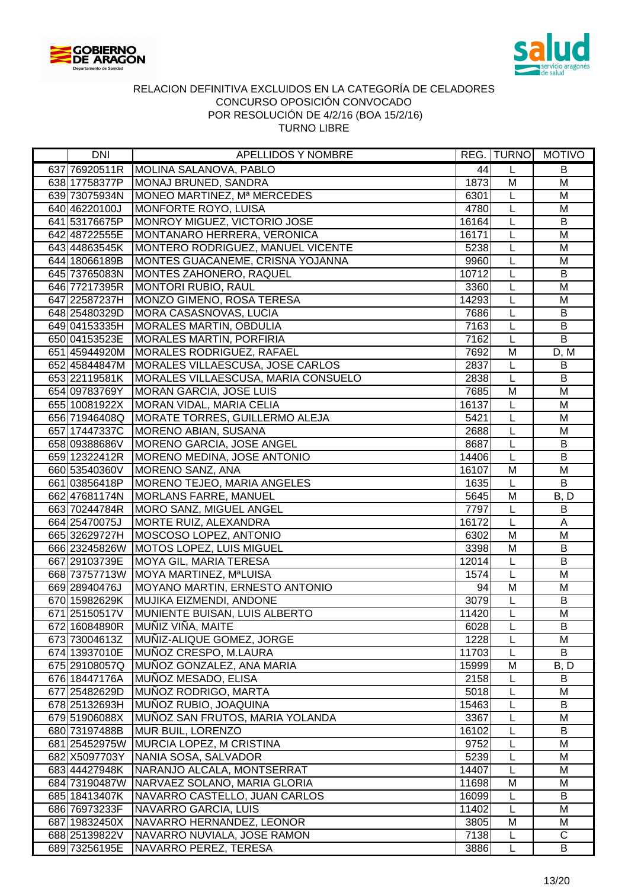RELACION DEFINITIVA EXCLUIDOS EN LA CATEGORÍA DE CELADORES
CONCURSO OPOSICIÓN CONVOCADO
POR RESOLUCIÓN DE 4/2/16 (BOA 15/2/16)
TURNO LIBRE

| | DNI | APELLIDOS Y NOMBRE | REG. | TURNO | MOTIVO |
|---|---|---|---|---|---|
| 637 | 76920511R | MOLINA SALANOVA, PABLO | 44 | L | B |
| 638 | 17758377P | MONAJ BRUNED, SANDRA | 1873 | M | M |
| 639 | 73075934N | MONEO MARTINEZ, Mª MERCEDES | 6301 | L | M |
| 640 | 46220100J | MONFORTE ROYO, LUISA | 4780 | L | M |
| 641 | 53176675P | MONROY MIGUEZ, VICTORIO JOSE | 16164 | L | B |
| 642 | 48722555E | MONTANARO HERRERA, VERONICA | 16171 | L | M |
| 643 | 44863545K | MONTERO RODRIGUEZ, MANUEL VICENTE | 5238 | L | M |
| 644 | 18066189B | MONTES GUACANEME, CRISNA YOJANNA | 9960 | L | M |
| 645 | 73765083N | MONTES ZAHONERO, RAQUEL | 10712 | L | B |
| 646 | 77217395R | MONTORI RUBIO, RAUL | 3360 | L | M |
| 647 | 22587237H | MONZO GIMENO, ROSA TERESA | 14293 | L | M |
| 648 | 25480329D | MORA CASASNOVAS, LUCIA | 7686 | L | B |
| 649 | 04153335H | MORALES MARTIN, OBDULIA | 7163 | L | B |
| 650 | 04153523E | MORALES MARTIN, PORFIRIA | 7162 | L | B |
| 651 | 45944920M | MORALES RODRIGUEZ, RAFAEL | 7692 | M | D, M |
| 652 | 45844847M | MORALES VILLAESCUSA, JOSE CARLOS | 2837 | L | B |
| 653 | 22119581K | MORALES VILLAESCUSA, MARIA CONSUELO | 2838 | L | B |
| 654 | 09783769Y | MORAN GARCIA, JOSE LUIS | 7685 | M | M |
| 655 | 10081922X | MORAN VIDAL, MARIA CELIA | 16137 | L | M |
| 656 | 71946408Q | MORATE TORRES, GUILLERMO ALEJA | 5421 | L | M |
| 657 | 17447337C | MORENO ABIAN, SUSANA | 2688 | L | M |
| 658 | 09388686V | MORENO GARCIA, JOSE ANGEL | 8687 | L | B |
| 659 | 12322412R | MORENO MEDINA, JOSE ANTONIO | 14406 | L | B |
| 660 | 53540360V | MORENO SANZ, ANA | 16107 | M | M |
| 661 | 03856418P | MORENO TEJEO, MARIA ANGELES | 1635 | L | B |
| 662 | 47681174N | MORLANS FARRE, MANUEL | 5645 | M | B, D |
| 663 | 70244784R | MORO SANZ, MIGUEL ANGEL | 7797 | L | B |
| 664 | 25470075J | MORTE RUIZ, ALEXANDRA | 16172 | L | A |
| 665 | 32629727H | MOSCOSO LOPEZ, ANTONIO | 6302 | M | M |
| 666 | 23245826W | MOTOS LOPEZ, LUIS MIGUEL | 3398 | M | B |
| 667 | 29103739E | MOYA GIL, MARIA TERESA | 12014 | L | B |
| 668 | 73757713W | MOYA MARTINEZ, MªLUISA | 1574 | L | M |
| 669 | 28940476J | MOYANO MARTIN, ERNESTO ANTONIO | 94 | M | M |
| 670 | 15982629K | MUJIKA EIZMENDI, ANDONE | 3079 | L | B |
| 671 | 25150517V | MUNIENTE BUISAN, LUIS ALBERTO | 11420 | L | M |
| 672 | 16084890R | MUÑIZ VIÑA, MAITE | 6028 | L | B |
| 673 | 73004613Z | MUÑIZ-ALIQUE GOMEZ, JORGE | 1228 | L | M |
| 674 | 13937010E | MUÑOZ CRESPO, M.LAURA | 11703 | L | B |
| 675 | 29108057Q | MUÑOZ GONZALEZ, ANA MARIA | 15999 | M | B, D |
| 676 | 18447176A | MUÑOZ MESADO, ELISA | 2158 | L | B |
| 677 | 25482629D | MUÑOZ RODRIGO, MARTA | 5018 | L | M |
| 678 | 25132693H | MUÑOZ RUBIO, JOAQUINA | 15463 | L | B |
| 679 | 51906088X | MUÑOZ SAN FRUTOS, MARIA YOLANDA | 3367 | L | M |
| 680 | 73197488B | MUR BUIL, LORENZO | 16102 | L | B |
| 681 | 25452975W | MURCIA LOPEZ, M CRISTINA | 9752 | L | M |
| 682 | X5097703Y | NANIA SOSA, SALVADOR | 5239 | L | M |
| 683 | 44427948K | NARANJO ALCALA, MONTSERRAT | 14407 | L | M |
| 684 | 73190487W | NARVAEZ SOLANO, MARIA GLORIA | 11698 | M | M |
| 685 | 18413407K | NAVARRO CASTELLO, JUAN CARLOS | 16099 | L | B |
| 686 | 76973233F | NAVARRO GARCIA, LUIS | 11402 | L | M |
| 687 | 19832450X | NAVARRO HERNANDEZ, LEONOR | 3805 | M | M |
| 688 | 25139822V | NAVARRO NUVIALA, JOSE RAMON | 7138 | L | C |
| 689 | 73256195E | NAVARRO PEREZ, TERESA | 3886 | L | B |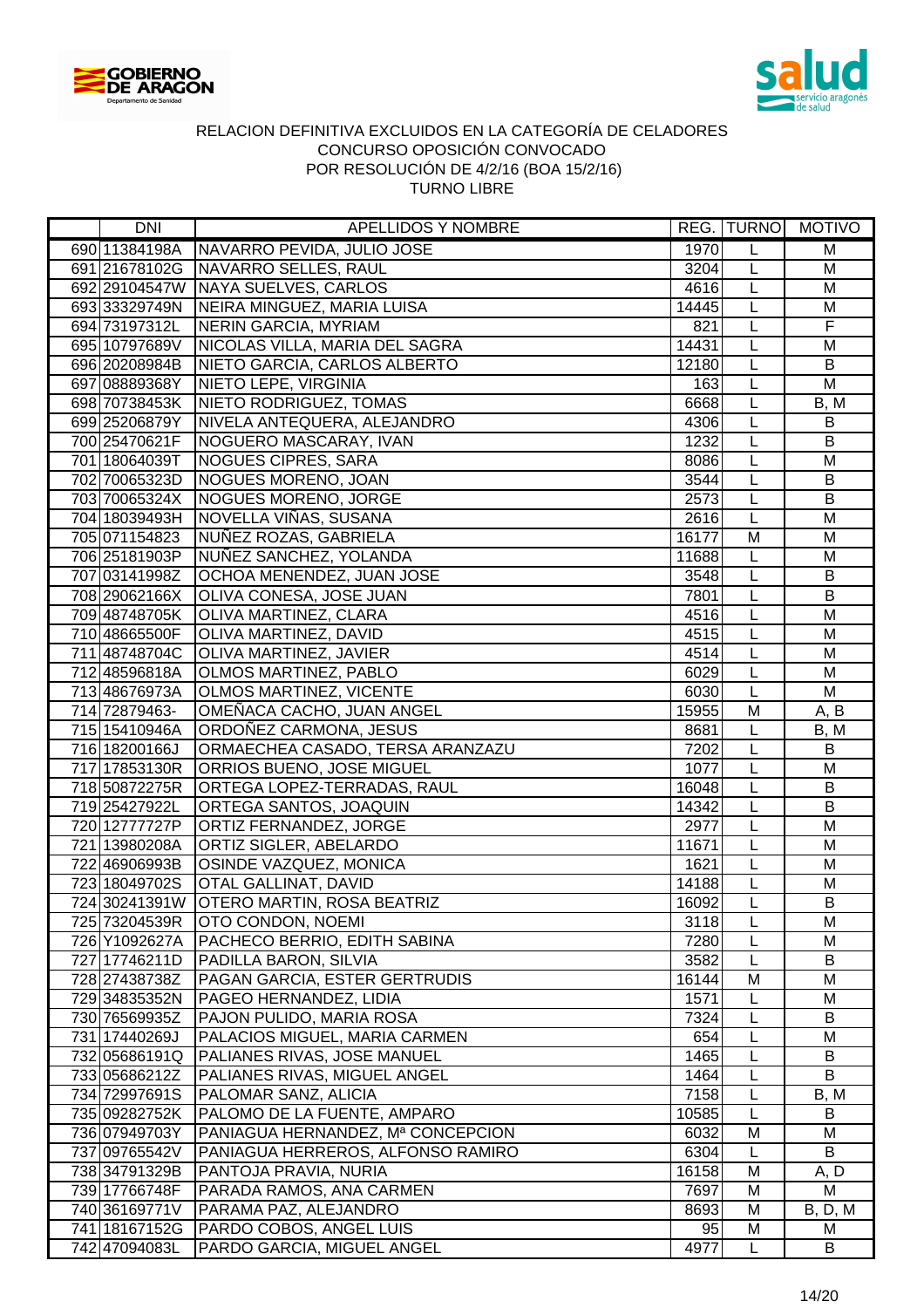RELACION DEFINITIVA EXCLUIDOS EN LA CATEGORÍA DE CELADORES
CONCURSO OPOSICIÓN CONVOCADO
POR RESOLUCIÓN DE 4/2/16 (BOA 15/2/16)
TURNO LIBRE

| | DNI | APELLIDOS Y NOMBRE | REG. | TURNO | MOTIVO |
|---|---|---|---|---|---|
| 690 | 11384198A | NAVARRO PEVIDA, JULIO JOSE | 1970 | L | M |
| 691 | 21678102G | NAVARRO SELLES, RAUL | 3204 | L | M |
| 692 | 29104547W | NAYA SUELVES, CARLOS | 4616 | L | M |
| 693 | 33329749N | NEIRA MINGUEZ, MARIA LUISA | 14445 | L | M |
| 694 | 73197312L | NERIN GARCIA, MYRIAM | 821 | L | F |
| 695 | 10797689V | NICOLAS VILLA, MARIA DEL SAGRA | 14431 | L | M |
| 696 | 20208984B | NIETO GARCIA, CARLOS ALBERTO | 12180 | L | B |
| 697 | 08889368Y | NIETO LEPE, VIRGINIA | 163 | L | M |
| 698 | 70738453K | NIETO RODRIGUEZ, TOMAS | 6668 | L | B, M |
| 699 | 25206879Y | NIVELA ANTEQUERA, ALEJANDRO | 4306 | L | B |
| 700 | 25470621F | NOGUERO MASCARAY, IVAN | 1232 | L | B |
| 701 | 18064039T | NOGUES CIPRES, SARA | 8086 | L | M |
| 702 | 70065323D | NOGUES MORENO, JOAN | 3544 | L | B |
| 703 | 70065324X | NOGUES MORENO, JORGE | 2573 | L | B |
| 704 | 18039493H | NOVELLA VIÑAS, SUSANA | 2616 | L | M |
| 705 | 071154823 | NUÑEZ ROZAS, GABRIELA | 16177 | M | M |
| 706 | 25181903P | NUÑEZ SANCHEZ, YOLANDA | 11688 | L | M |
| 707 | 03141998Z | OCHOA MENENDEZ, JUAN JOSE | 3548 | L | B |
| 708 | 29062166X | OLIVA CONESA, JOSE JUAN | 7801 | L | B |
| 709 | 48748705K | OLIVA MARTINEZ, CLARA | 4516 | L | M |
| 710 | 48665500F | OLIVA MARTINEZ, DAVID | 4515 | L | M |
| 711 | 48748704C | OLIVA MARTINEZ, JAVIER | 4514 | L | M |
| 712 | 48596818A | OLMOS MARTINEZ, PABLO | 6029 | L | M |
| 713 | 48676973A | OLMOS MARTINEZ, VICENTE | 6030 | L | M |
| 714 | 72879463- | OMEÑACA CACHO, JUAN ANGEL | 15955 | M | A, B |
| 715 | 15410946A | ORDOÑEZ CARMONA, JESUS | 8681 | L | B, M |
| 716 | 18200166J | ORMAECHEA CASADO, TERSA ARANZAZU | 7202 | L | B |
| 717 | 17853130R | ORRIOS BUENO, JOSE MIGUEL | 1077 | L | M |
| 718 | 50872275R | ORTEGA LOPEZ-TERRADAS, RAUL | 16048 | L | B |
| 719 | 25427922L | ORTEGA SANTOS, JOAQUIN | 14342 | L | B |
| 720 | 12777727P | ORTIZ FERNANDEZ, JORGE | 2977 | L | M |
| 721 | 13980208A | ORTIZ SIGLER, ABELARDO | 11671 | L | M |
| 722 | 46906993B | OSINDE VAZQUEZ, MONICA | 1621 | L | M |
| 723 | 18049702S | OTAL GALLINAT, DAVID | 14188 | L | M |
| 724 | 30241391W | OTERO MARTIN, ROSA BEATRIZ | 16092 | L | B |
| 725 | 73204539R | OTO CONDON, NOEMI | 3118 | L | M |
| 726 | Y1092627A | PACHECO BERRIO, EDITH SABINA | 7280 | L | M |
| 727 | 17746211D | PADILLA BARON, SILVIA | 3582 | L | B |
| 728 | 27438738Z | PAGAN GARCIA, ESTER GERTRUDIS | 16144 | M | M |
| 729 | 34835352N | PAGEO HERNANDEZ, LIDIA | 1571 | L | M |
| 730 | 76569935Z | PAJON PULIDO, MARIA ROSA | 7324 | L | B |
| 731 | 17440269J | PALACIOS MIGUEL, MARIA CARMEN | 654 | L | M |
| 732 | 05686191Q | PALIANES RIVAS, JOSE MANUEL | 1465 | L | B |
| 733 | 05686212Z | PALIANES RIVAS, MIGUEL ANGEL | 1464 | L | B |
| 734 | 72997691S | PALOMAR SANZ, ALICIA | 7158 | L | B, M |
| 735 | 09282752K | PALOMO DE LA FUENTE, AMPARO | 10585 | L | B |
| 736 | 07949703Y | PANIAGUA HERNANDEZ, Mª CONCEPCION | 6032 | M | M |
| 737 | 09765542V | PANIAGUA HERREROS, ALFONSO RAMIRO | 6304 | L | B |
| 738 | 34791329B | PANTOJA PRAVIA, NURIA | 16158 | M | A, D |
| 739 | 17766748F | PARADA RAMOS, ANA CARMEN | 7697 | M | M |
| 740 | 36169771V | PARAMA PAZ, ALEJANDRO | 8693 | M | B, D, M |
| 741 | 18167152G | PARDO COBOS, ANGEL LUIS | 95 | M | M |
| 742 | 47094083L | PARDO GARCIA, MIGUEL ANGEL | 4977 | L | B |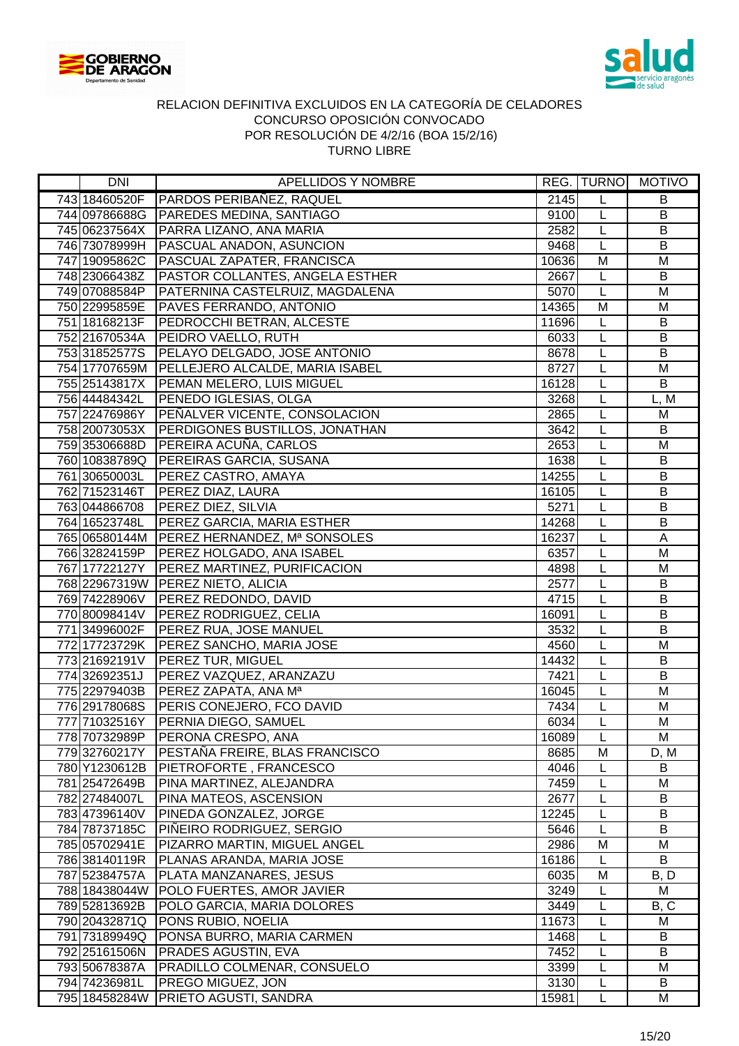RELACION DEFINITIVA EXCLUIDOS EN LA CATEGORÍA DE CELADORES
CONCURSO OPOSICIÓN CONVOCADO
POR RESOLUCIÓN DE 4/2/16 (BOA 15/2/16)
TURNO LIBRE

| | DNI | APELLIDOS Y NOMBRE | REG. | TURNO | MOTIVO |
|---|---|---|---|---|---|
| 743 | 18460520F | PARDOS PERIBAÑEZ, RAQUEL | 2145 | L | B |
| 744 | 09786688G | PAREDES MEDINA, SANTIAGO | 9100 | L | B |
| 745 | 06237564X | PARRA LIZANO, ANA MARIA | 2582 | L | B |
| 746 | 73078999H | PASCUAL ANADON, ASUNCION | 9468 | L | B |
| 747 | 19095862C | PASCUAL ZAPATER, FRANCISCA | 10636 | M | M |
| 748 | 23066438Z | PASTOR COLLANTES, ANGELA ESTHER | 2667 | L | B |
| 749 | 07088584P | PATERNINA CASTELRUIZ, MAGDALENA | 5070 | L | M |
| 750 | 22995859E | PAVES FERRANDO, ANTONIO | 14365 | M | M |
| 751 | 18168213F | PEDROCCHI BETRAN, ALCESTE | 11696 | L | B |
| 752 | 21670534A | PEIDRO VAELLO, RUTH | 6033 | L | B |
| 753 | 31852577S | PELAYO DELGADO, JOSE ANTONIO | 8678 | L | B |
| 754 | 17707659M | PELLEJERO ALCALDE, MARIA ISABEL | 8727 | L | M |
| 755 | 25143817X | PEMAN MELERO, LUIS MIGUEL | 16128 | L | B |
| 756 | 44484342L | PENEDO IGLESIAS, OLGA | 3268 | L | L, M |
| 757 | 22476986Y | PEÑALVER VICENTE, CONSOLACION | 2865 | L | M |
| 758 | 20073053X | PERDIGONES BUSTILLOS, JONATHAN | 3642 | L | B |
| 759 | 35306688D | PEREIRA ACUÑA, CARLOS | 2653 | L | M |
| 760 | 10838789Q | PEREIRAS GARCIA, SUSANA | 1638 | L | B |
| 761 | 30650003L | PEREZ CASTRO, AMAYA | 14255 | L | B |
| 762 | 71523146T | PEREZ DIAZ, LAURA | 16105 | L | B |
| 763 | 044866708 | PEREZ DIEZ, SILVIA | 5271 | L | B |
| 764 | 16523748L | PEREZ GARCIA, MARIA ESTHER | 14268 | L | B |
| 765 | 06580144M | PEREZ HERNANDEZ, Mª SONSOLES | 16237 | L | A |
| 766 | 32824159P | PEREZ HOLGADO, ANA ISABEL | 6357 | L | M |
| 767 | 17722127Y | PEREZ MARTINEZ, PURIFICACION | 4898 | L | M |
| 768 | 22967319W | PEREZ NIETO, ALICIA | 2577 | L | B |
| 769 | 74228906V | PEREZ REDONDO, DAVID | 4715 | L | B |
| 770 | 80098414V | PEREZ RODRIGUEZ, CELIA | 16091 | L | B |
| 771 | 34996002F | PEREZ RUA, JOSE MANUEL | 3532 | L | B |
| 772 | 17723729K | PEREZ SANCHO, MARIA JOSE | 4560 | L | M |
| 773 | 21692191V | PEREZ TUR, MIGUEL | 14432 | L | B |
| 774 | 32692351J | PEREZ VAZQUEZ, ARANZAZU | 7421 | L | B |
| 775 | 22979403B | PEREZ ZAPATA, ANA Mª | 16045 | L | M |
| 776 | 29178068S | PERIS CONEJERO, FCO DAVID | 7434 | L | M |
| 777 | 71032516Y | PERNIA DIEGO, SAMUEL | 6034 | L | M |
| 778 | 70732989P | PERONA CRESPO, ANA | 16089 | L | M |
| 779 | 32760217Y | PESTAÑA FREIRE, BLAS FRANCISCO | 8685 | M | D, M |
| 780 | Y1230612B | PIETROFORTE , FRANCESCO | 4046 | L | B |
| 781 | 25472649B | PINA MARTINEZ, ALEJANDRA | 7459 | L | M |
| 782 | 27484007L | PINA MATEOS, ASCENSION | 2677 | L | B |
| 783 | 47396140V | PINEDA GONZALEZ, JORGE | 12245 | L | B |
| 784 | 78737185C | PIÑEIRO RODRIGUEZ, SERGIO | 5646 | L | B |
| 785 | 05702941E | PIZARRO MARTIN, MIGUEL ANGEL | 2986 | M | M |
| 786 | 38140119R | PLANAS ARANDA, MARIA JOSE | 16186 | L | B |
| 787 | 52384757A | PLATA MANZANARES, JESUS | 6035 | M | B, D |
| 788 | 18438044W | POLO FUERTES, AMOR JAVIER | 3249 | L | M |
| 789 | 52813692B | POLO GARCIA, MARIA DOLORES | 3449 | L | B, C |
| 790 | 20432871Q | PONS RUBIO, NOELIA | 11673 | L | M |
| 791 | 73189949Q | PONSA BURRO, MARIA CARMEN | 1468 | L | B |
| 792 | 25161506N | PRADES AGUSTIN, EVA | 7452 | L | B |
| 793 | 50678387A | PRADILLO COLMENAR, CONSUELO | 3399 | L | M |
| 794 | 74236981L | PREGO MIGUEZ, JON | 3130 | L | B |
| 795 | 18458284W | PRIETO AGUSTI, SANDRA | 15981 | L | M |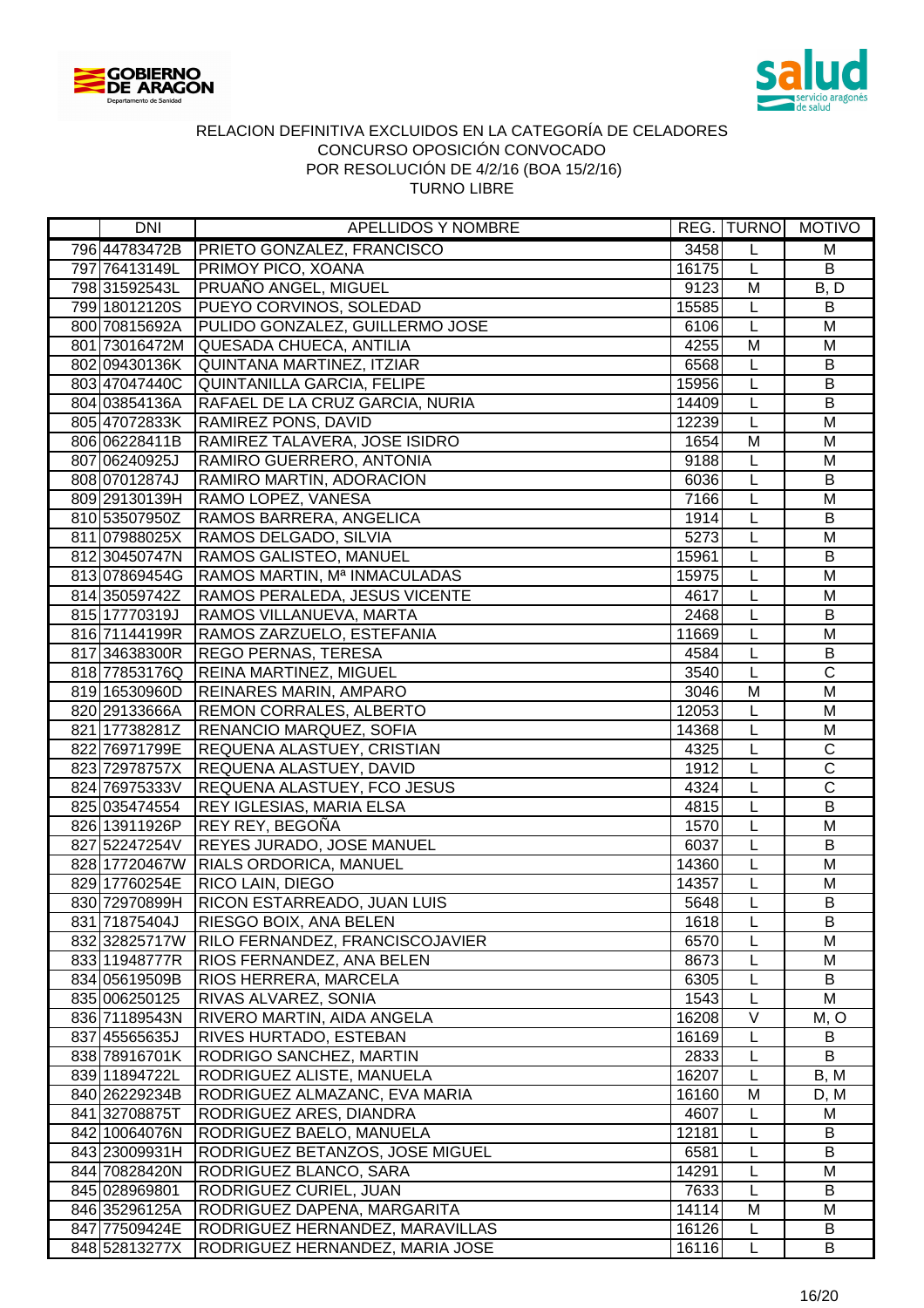RELACION DEFINITIVA EXCLUIDOS EN LA CATEGORÍA DE CELADORES
CONCURSO OPOSICIÓN CONVOCADO
POR RESOLUCIÓN DE 4/2/16 (BOA 15/2/16)
TURNO LIBRE

| | DNI | APELLIDOS Y NOMBRE | REG. | TURNO | MOTIVO |
|---|---|---|---|---|---|
| 796 | 44783472B | PRIETO GONZALEZ, FRANCISCO | 3458 | L | M |
| 797 | 76413149L | PRIMOY PICO, XOANA | 16175 | L | B |
| 798 | 31592543L | PRUAÑO ANGEL, MIGUEL | 9123 | M | B, D |
| 799 | 18012120S | PUEYO CORVINOS, SOLEDAD | 15585 | L | B |
| 800 | 70815692A | PULIDO GONZALEZ, GUILLERMO JOSE | 6106 | L | M |
| 801 | 73016472M | QUESADA CHUECA, ANTILIA | 4255 | M | M |
| 802 | 09430136K | QUINTANA MARTINEZ, ITZIAR | 6568 | L | B |
| 803 | 47047440C | QUINTANILLA GARCIA, FELIPE | 15956 | L | B |
| 804 | 03854136A | RAFAEL DE LA CRUZ GARCIA, NURIA | 14409 | L | B |
| 805 | 47072833K | RAMIREZ PONS, DAVID | 12239 | L | M |
| 806 | 06228411B | RAMIREZ TALAVERA, JOSE ISIDRO | 1654 | M | M |
| 807 | 06240925J | RAMIRO GUERRERO, ANTONIA | 9188 | L | M |
| 808 | 07012874J | RAMIRO MARTIN, ADORACION | 6036 | L | B |
| 809 | 29130139H | RAMO LOPEZ, VANESA | 7166 | L | M |
| 810 | 53507950Z | RAMOS BARRERA, ANGELICA | 1914 | L | B |
| 811 | 07988025X | RAMOS DELGADO, SILVIA | 5273 | L | M |
| 812 | 30450747N | RAMOS GALISTEO, MANUEL | 15961 | L | B |
| 813 | 07869454G | RAMOS MARTIN, Mª INMACULADAS | 15975 | L | M |
| 814 | 35059742Z | RAMOS PERALEDA, JESUS VICENTE | 4617 | L | M |
| 815 | 17770319J | RAMOS VILLANUEVA, MARTA | 2468 | L | B |
| 816 | 71144199R | RAMOS ZARZUELO, ESTEFANIA | 11669 | L | M |
| 817 | 34638300R | REGO PERNAS, TERESA | 4584 | L | B |
| 818 | 77853176Q | REINA MARTINEZ, MIGUEL | 3540 | L | C |
| 819 | 16530960D | REINARES MARIN, AMPARO | 3046 | M | M |
| 820 | 29133666A | REMON CORRALES, ALBERTO | 12053 | L | M |
| 821 | 17738281Z | RENANCIO MARQUEZ, SOFIA | 14368 | L | M |
| 822 | 76971799E | REQUENA ALASTUEY, CRISTIAN | 4325 | L | C |
| 823 | 72978757X | REQUENA ALASTUEY, DAVID | 1912 | L | C |
| 824 | 76975333V | REQUENA ALASTUEY, FCO JESUS | 4324 | L | C |
| 825 | 035474554 | REY IGLESIAS, MARIA ELSA | 4815 | L | B |
| 826 | 13911926P | REY REY, BEGOÑA | 1570 | L | M |
| 827 | 52247254V | REYES JURADO, JOSE MANUEL | 6037 | L | B |
| 828 | 17720467W | RIALS ORDORICA, MANUEL | 14360 | L | M |
| 829 | 17760254E | RICO LAIN, DIEGO | 14357 | L | M |
| 830 | 72970899H | RICON ESTARREADO, JUAN LUIS | 5648 | L | B |
| 831 | 71875404J | RIESGO BOIX, ANA BELEN | 1618 | L | B |
| 832 | 32825717W | RILO FERNANDEZ, FRANCISCOJAVIER | 6570 | L | M |
| 833 | 11948777R | RIOS FERNANDEZ, ANA BELEN | 8673 | L | M |
| 834 | 05619509B | RIOS HERRERA, MARCELA | 6305 | L | B |
| 835 | 006250125 | RIVAS ALVAREZ, SONIA | 1543 | L | M |
| 836 | 71189543N | RIVERO MARTIN, AIDA ANGELA | 16208 | V | M, O |
| 837 | 45565635J | RIVES HURTADO, ESTEBAN | 16169 | L | B |
| 838 | 78916701K | RODRIGO SANCHEZ, MARTIN | 2833 | L | B |
| 839 | 11894722L | RODRIGUEZ ALISTE, MANUELA | 16207 | L | B, M |
| 840 | 26229234B | RODRIGUEZ ALMAZANC, EVA MARIA | 16160 | M | D, M |
| 841 | 32708875T | RODRIGUEZ ARES, DIANDRA | 4607 | L | M |
| 842 | 10064076N | RODRIGUEZ BAELO, MANUELA | 12181 | L | B |
| 843 | 23009931H | RODRIGUEZ BETANZOS, JOSE MIGUEL | 6581 | L | B |
| 844 | 70828420N | RODRIGUEZ BLANCO, SARA | 14291 | L | M |
| 845 | 028969801 | RODRIGUEZ CURIEL, JUAN | 7633 | L | B |
| 846 | 35296125A | RODRIGUEZ DAPENA, MARGARITA | 14114 | M | M |
| 847 | 77509424E | RODRIGUEZ HERNANDEZ, MARAVILLAS | 16126 | L | B |
| 848 | 52813277X | RODRIGUEZ HERNANDEZ, MARIA JOSE | 16116 | L | B |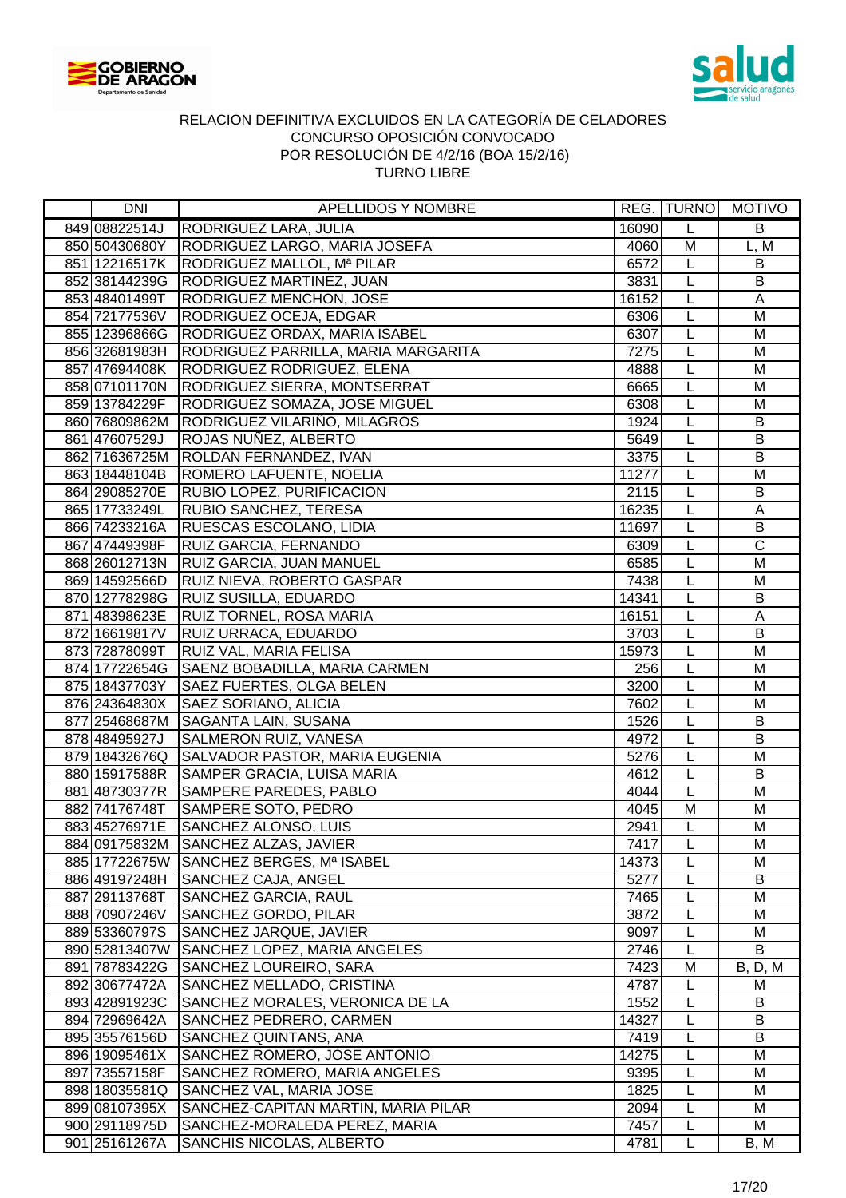RELACION DEFINITIVA EXCLUIDOS EN LA CATEGORÍA DE CELADORES
CONCURSO OPOSICIÓN CONVOCADO
POR RESOLUCIÓN DE 4/2/16 (BOA 15/2/16)
TURNO LIBRE

| | DNI | APELLIDOS Y NOMBRE | REG. | TURNO | MOTIVO |
|---|---|---|---|---|---|
| 849 | 08822514J | RODRIGUEZ LARA, JULIA | 16090 | L | B |
| 850 | 50430680Y | RODRIGUEZ LARGO, MARIA JOSEFA | 4060 | M | L, M |
| 851 | 12216517K | RODRIGUEZ MALLOL, Mª PILAR | 6572 | L | B |
| 852 | 38144239G | RODRIGUEZ MARTINEZ, JUAN | 3831 | L | B |
| 853 | 48401499T | RODRIGUEZ MENCHON, JOSE | 16152 | L | A |
| 854 | 72177536V | RODRIGUEZ OCEJA, EDGAR | 6306 | L | M |
| 855 | 12396866G | RODRIGUEZ ORDAX, MARIA ISABEL | 6307 | L | M |
| 856 | 32681983H | RODRIGUEZ PARRILLA, MARIA MARGARITA | 7275 | L | M |
| 857 | 47694408K | RODRIGUEZ RODRIGUEZ, ELENA | 4888 | L | M |
| 858 | 07101170N | RODRIGUEZ SIERRA, MONTSERRAT | 6665 | L | M |
| 859 | 13784229F | RODRIGUEZ SOMAZA, JOSE MIGUEL | 6308 | L | M |
| 860 | 76809862M | RODRIGUEZ VILARIÑO, MILAGROS | 1924 | L | B |
| 861 | 47607529J | ROJAS NUÑEZ, ALBERTO | 5649 | L | B |
| 862 | 71636725M | ROLDAN FERNANDEZ, IVAN | 3375 | L | B |
| 863 | 18448104B | ROMERO LAFUENTE, NOELIA | 11277 | L | M |
| 864 | 29085270E | RUBIO LOPEZ, PURIFICACION | 2115 | L | B |
| 865 | 17733249L | RUBIO SANCHEZ, TERESA | 16235 | L | A |
| 866 | 74233216A | RUESCAS ESCOLANO, LIDIA | 11697 | L | B |
| 867 | 47449398F | RUIZ GARCIA, FERNANDO | 6309 | L | C |
| 868 | 26012713N | RUIZ GARCIA, JUAN MANUEL | 6585 | L | M |
| 869 | 14592566D | RUIZ NIEVA, ROBERTO GASPAR | 7438 | L | M |
| 870 | 12778298G | RUIZ SUSILLA, EDUARDO | 14341 | L | B |
| 871 | 48398623E | RUIZ TORNEL, ROSA MARIA | 16151 | L | A |
| 872 | 16619817V | RUIZ URRACA, EDUARDO | 3703 | L | B |
| 873 | 72878099T | RUIZ VAL, MARIA FELISA | 15973 | L | M |
| 874 | 17722654G | SAENZ BOBADILLA, MARIA CARMEN | 256 | L | M |
| 875 | 18437703Y | SAEZ FUERTES, OLGA BELEN | 3200 | L | M |
| 876 | 24364830X | SAEZ SORIANO, ALICIA | 7602 | L | M |
| 877 | 25468687M | SAGANTA LAIN, SUSANA | 1526 | L | B |
| 878 | 48495927J | SALMERON RUIZ, VANESA | 4972 | L | B |
| 879 | 18432676Q | SALVADOR PASTOR, MARIA EUGENIA | 5276 | L | M |
| 880 | 15917588R | SAMPER GRACIA, LUISA MARIA | 4612 | L | B |
| 881 | 48730377R | SAMPERE PAREDES, PABLO | 4044 | L | M |
| 882 | 74176748T | SAMPERE SOTO, PEDRO | 4045 | M | M |
| 883 | 45276971E | SANCHEZ ALONSO, LUIS | 2941 | L | M |
| 884 | 09175832M | SANCHEZ ALZAS, JAVIER | 7417 | L | M |
| 885 | 17722675W | SANCHEZ BERGES, Mª ISABEL | 14373 | L | M |
| 886 | 49197248H | SANCHEZ CAJA, ANGEL | 5277 | L | B |
| 887 | 29113768T | SANCHEZ GARCIA, RAUL | 7465 | L | M |
| 888 | 70907246V | SANCHEZ GORDO, PILAR | 3872 | L | M |
| 889 | 53360797S | SANCHEZ JARQUE, JAVIER | 9097 | L | M |
| 890 | 52813407W | SANCHEZ LOPEZ, MARIA ANGELES | 2746 | L | B |
| 891 | 78783422G | SANCHEZ LOUREIRO, SARA | 7423 | M | B, D, M |
| 892 | 30677472A | SANCHEZ MELLADO, CRISTINA | 4787 | L | M |
| 893 | 42891923C | SANCHEZ MORALES, VERONICA DE LA | 1552 | L | B |
| 894 | 72969642A | SANCHEZ PEDRERO, CARMEN | 14327 | L | B |
| 895 | 35576156D | SANCHEZ QUINTANS, ANA | 7419 | L | B |
| 896 | 19095461X | SANCHEZ ROMERO, JOSE ANTONIO | 14275 | L | M |
| 897 | 73557158F | SANCHEZ ROMERO, MARIA ANGELES | 9395 | L | M |
| 898 | 18035581Q | SANCHEZ VAL, MARIA JOSE | 1825 | L | M |
| 899 | 08107395X | SANCHEZ-CAPITAN MARTIN, MARIA PILAR | 2094 | L | M |
| 900 | 29118975D | SANCHEZ-MORALEDA PEREZ, MARIA | 7457 | L | M |
| 901 | 25161267A | SANCHIS NICOLAS, ALBERTO | 4781 | L | B, M |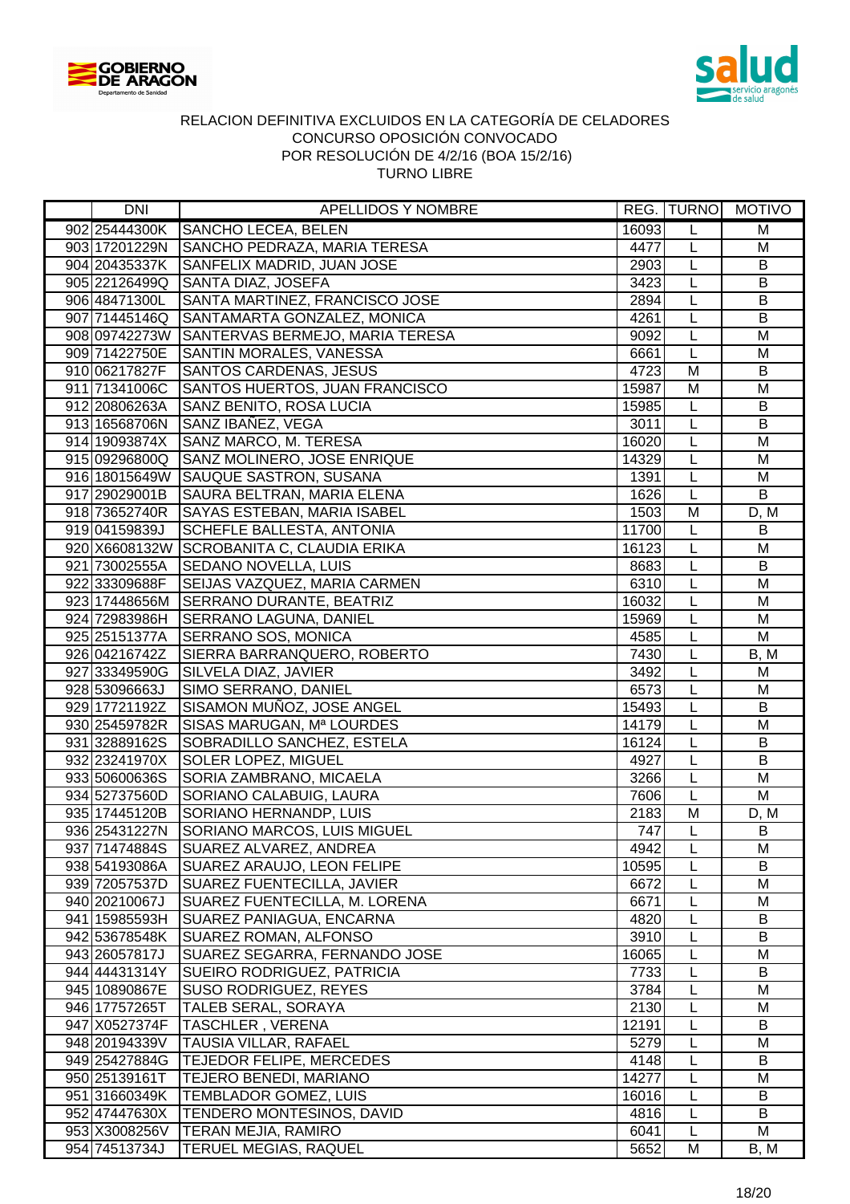RELACION DEFINITIVA EXCLUIDOS EN LA CATEGORÍA DE CELADORES
CONCURSO OPOSICIÓN CONVOCADO
POR RESOLUCIÓN DE 4/2/16 (BOA 15/2/16)
TURNO LIBRE

| | DNI | APELLIDOS Y NOMBRE | REG. | TURNO | MOTIVO |
|---|---|---|---|---|---|
| 902 | 25444300K | SANCHO LECEA, BELEN | 16093 | L | M |
| 903 | 17201229N | SANCHO PEDRAZA, MARIA TERESA | 4477 | L | M |
| 904 | 20435337K | SANFELIX MADRID, JUAN JOSE | 2903 | L | B |
| 905 | 22126499Q | SANTA DIAZ, JOSEFA | 3423 | L | B |
| 906 | 48471300L | SANTA MARTINEZ, FRANCISCO JOSE | 2894 | L | B |
| 907 | 71445146Q | SANTAMARTA GONZALEZ, MONICA | 4261 | L | B |
| 908 | 09742273W | SANTERVAS BERMEJO, MARIA TERESA | 9092 | L | M |
| 909 | 71422750E | SANTIN MORALES, VANESSA | 6661 | L | M |
| 910 | 06217827F | SANTOS CARDENAS, JESUS | 4723 | M | B |
| 911 | 71341006C | SANTOS HUERTOS, JUAN FRANCISCO | 15987 | M | M |
| 912 | 20806263A | SANZ BENITO, ROSA LUCIA | 15985 | L | B |
| 913 | 16568706N | SANZ IBAÑEZ, VEGA | 3011 | L | B |
| 914 | 19093874X | SANZ MARCO, M. TERESA | 16020 | L | M |
| 915 | 09296800Q | SANZ MOLINERO, JOSE ENRIQUE | 14329 | L | M |
| 916 | 18015649W | SAUQUE SASTRON, SUSANA | 1391 | L | M |
| 917 | 29029001B | SAURA BELTRAN, MARIA ELENA | 1626 | L | B |
| 918 | 73652740R | SAYAS ESTEBAN, MARIA ISABEL | 1503 | M | D, M |
| 919 | 04159839J | SCHEFLE BALLESTA, ANTONIA | 11700 | L | B |
| 920 | X6608132W | SCROBANITA C, CLAUDIA ERIKA | 16123 | L | M |
| 921 | 73002555A | SEDANO NOVELLA, LUIS | 8683 | L | B |
| 922 | 33309688F | SEIJAS VAZQUEZ, MARIA CARMEN | 6310 | L | M |
| 923 | 17448656M | SERRANO DURANTE, BEATRIZ | 16032 | L | M |
| 924 | 72983986H | SERRANO LAGUNA, DANIEL | 15969 | L | M |
| 925 | 25151377A | SERRANO SOS, MONICA | 4585 | L | M |
| 926 | 04216742Z | SIERRA BARRANQUERO, ROBERTO | 7430 | L | B, M |
| 927 | 33349590G | SILVELA DIAZ, JAVIER | 3492 | L | M |
| 928 | 53096663J | SIMO SERRANO, DANIEL | 6573 | L | M |
| 929 | 17721192Z | SISAMON MUÑOZ, JOSE ANGEL | 15493 | L | B |
| 930 | 25459782R | SISAS MARUGAN, Mª LOURDES | 14179 | L | M |
| 931 | 32889162S | SOBRADILLO SANCHEZ, ESTELA | 16124 | L | B |
| 932 | 23241970X | SOLER LOPEZ, MIGUEL | 4927 | L | B |
| 933 | 50600636S | SORIA ZAMBRANO, MICAELA | 3266 | L | M |
| 934 | 52737560D | SORIANO CALABUIG, LAURA | 7606 | L | M |
| 935 | 17445120B | SORIANO HERNANDP, LUIS | 2183 | M | D, M |
| 936 | 25431227N | SORIANO MARCOS, LUIS MIGUEL | 747 | L | B |
| 937 | 71474884S | SUAREZ ALVAREZ, ANDREA | 4942 | L | M |
| 938 | 54193086A | SUAREZ ARAUJO, LEON FELIPE | 10595 | L | B |
| 939 | 72057537D | SUAREZ FUENTECILLA, JAVIER | 6672 | L | M |
| 940 | 20210067J | SUAREZ FUENTECILLA, M. LORENA | 6671 | L | M |
| 941 | 15985593H | SUAREZ PANIAGUA, ENCARNA | 4820 | L | B |
| 942 | 53678548K | SUAREZ ROMAN, ALFONSO | 3910 | L | B |
| 943 | 26057817J | SUAREZ SEGARRA, FERNANDO JOSE | 16065 | L | M |
| 944 | 44431314Y | SUEIRO RODRIGUEZ, PATRICIA | 7733 | L | B |
| 945 | 10890867E | SUSO RODRIGUEZ, REYES | 3784 | L | M |
| 946 | 17757265T | TALEB SERAL, SORAYA | 2130 | L | M |
| 947 | X0527374F | TASCHLER , VERENA | 12191 | L | B |
| 948 | 20194339V | TAUSIA VILLAR, RAFAEL | 5279 | L | M |
| 949 | 25427884G | TEJEDOR FELIPE, MERCEDES | 4148 | L | B |
| 950 | 25139161T | TEJERO BENEDI, MARIANO | 14277 | L | M |
| 951 | 31660349K | TEMBLADOR GOMEZ, LUIS | 16016 | L | B |
| 952 | 47447630X | TENDERO MONTESINOS, DAVID | 4816 | L | B |
| 953 | X3008256V | TERAN MEJIA, RAMIRO | 6041 | L | M |
| 954 | 74513734J | TERUEL MEGIAS, RAQUEL | 5652 | M | B, M |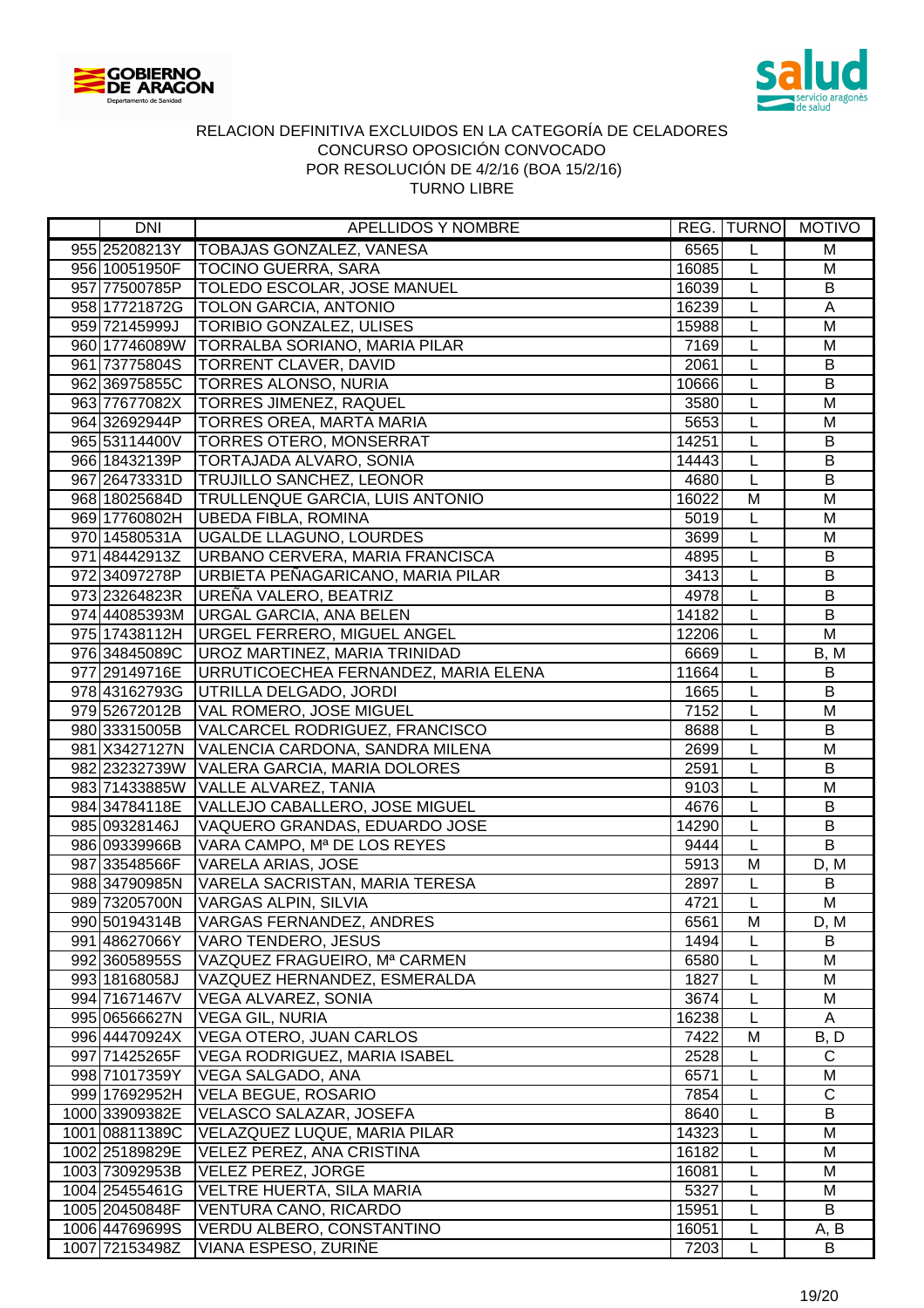# RELACION DEFINITIVA EXCLUIDOS EN LA CATEGORÍA DE CELADORES
## CONCURSO OPOSICIÓN CONVOCADO
## POR RESOLUCIÓN DE 4/2/16 (BOA 15/2/16)
## TURNO LIBRE

| | DNI | APELLIDOS Y NOMBRE | REG. | TURNO | MOTIVO |
|---|---|---|---|---|---|
| 955 | 25208213Y | TOBAJAS GONZALEZ, VANESA | 6565 | L | M |
| 956 | 10051950F | TOCINO GUERRA, SARA | 16085 | L | M |
| 957 | 77500785P | TOLEDO ESCOLAR, JOSE MANUEL | 16039 | L | B |
| 958 | 17721872G | TOLON GARCIA, ANTONIO | 16239 | L | A |
| 959 | 72145999J | TORIBIO GONZALEZ, ULISES | 15988 | L | M |
| 960 | 17746089W | TORRALBA SORIANO, MARIA PILAR | 7169 | L | M |
| 961 | 73775804S | TORRENT CLAVER, DAVID | 2061 | L | B |
| 962 | 36975855C | TORRES ALONSO, NURIA | 10666 | L | B |
| 963 | 77677082X | TORRES JIMENEZ, RAQUEL | 3580 | L | M |
| 964 | 32692944P | TORRES OREA, MARTA MARIA | 5653 | L | M |
| 965 | 53114400V | TORRES OTERO, MONSERRAT | 14251 | L | B |
| 966 | 18432139P | TORTAJADA ALVARO, SONIA | 14443 | L | B |
| 967 | 26473331D | TRUJILLO SANCHEZ, LEONOR | 4680 | L | B |
| 968 | 18025684D | TRULLENQUE GARCIA, LUIS ANTONIO | 16022 | M | M |
| 969 | 17760802H | UBEDA FIBLA, ROMINA | 5019 | L | M |
| 970 | 14580531A | UGALDE LLAGUNO, LOURDES | 3699 | L | M |
| 971 | 48442913Z | URBANO CERVERA, MARIA FRANCISCA | 4895 | L | B |
| 972 | 34097278P | URBIETA PEÑAGARICANO, MARIA PILAR | 3413 | L | B |
| 973 | 23264823R | UREÑA VALERO, BEATRIZ | 4978 | L | B |
| 974 | 44085393M | URGAL GARCIA, ANA BELEN | 14182 | L | B |
| 975 | 17438112H | URGEL FERRERO, MIGUEL ANGEL | 12206 | L | M |
| 976 | 34845089C | UROZ MARTINEZ, MARIA TRINIDAD | 6669 | L | B, M |
| 977 | 29149716E | URRUTICOECHEA FERNANDEZ, MARIA ELENA | 11664 | L | B |
| 978 | 43162793G | UTRILLA DELGADO, JORDI | 1665 | L | B |
| 979 | 52672012B | VAL ROMERO, JOSE MIGUEL | 7152 | L | M |
| 980 | 33315005B | VALCARCEL RODRIGUEZ, FRANCISCO | 8688 | L | B |
| 981 | X3427127N | VALENCIA CARDONA, SANDRA MILENA | 2699 | L | M |
| 982 | 23232739W | VALERA GARCIA, MARIA DOLORES | 2591 | L | B |
| 983 | 71433885W | VALLE ALVAREZ, TANIA | 9103 | L | M |
| 984 | 34784118E | VALLEJO CABALLERO, JOSE MIGUEL | 4676 | L | B |
| 985 | 09328146J | VAQUERO GRANDAS, EDUARDO JOSE | 14290 | L | B |
| 986 | 09339966B | VARA CAMPO, Mª DE LOS REYES | 9444 | L | B |
| 987 | 33548566F | VARELA ARIAS, JOSE | 5913 | M | D, M |
| 988 | 34790985N | VARELA SACRISTAN, MARIA TERESA | 2897 | L | B |
| 989 | 73205700N | VARGAS ALPIN, SILVIA | 4721 | L | M |
| 990 | 50194314B | VARGAS FERNANDEZ, ANDRES | 6561 | M | D, M |
| 991 | 48627066Y | VARO TENDERO, JESUS | 1494 | L | B |
| 992 | 36058955S | VAZQUEZ FRAGUEIRO, Mª CARMEN | 6580 | L | M |
| 993 | 18168058J | VAZQUEZ HERNANDEZ, ESMERALDA | 1827 | L | M |
| 994 | 71671467V | VEGA ALVAREZ, SONIA | 3674 | L | M |
| 995 | 06566627N | VEGA GIL, NURIA | 16238 | L | A |
| 996 | 44470924X | VEGA OTERO, JUAN CARLOS | 7422 | M | B, D |
| 997 | 71425265F | VEGA RODRIGUEZ, MARIA ISABEL | 2528 | L | C |
| 998 | 71017359Y | VEGA SALGADO, ANA | 6571 | L | M |
| 999 | 17692952H | VELA BEGUE, ROSARIO | 7854 | L | C |
| 1000 | 33909382E | VELASCO SALAZAR, JOSEFA | 8640 | L | B |
| 1001 | 08811389C | VELAZQUEZ LUQUE, MARIA PILAR | 14323 | L | M |
| 1002 | 25189829E | VELEZ PEREZ, ANA CRISTINA | 16182 | L | M |
| 1003 | 73092953B | VELEZ PEREZ, JORGE | 16081 | L | M |
| 1004 | 25455461G | VELTRE HUERTA, SILA MARIA | 5327 | L | M |
| 1005 | 20450848F | VENTURA CANO, RICARDO | 15951 | L | B |
| 1006 | 44769699S | VERDU ALBERO, CONSTANTINO | 16051 | L | A, B |
| 1007 | 72153498Z | VIANA ESPESO, ZURIÑE | 7203 | L | B |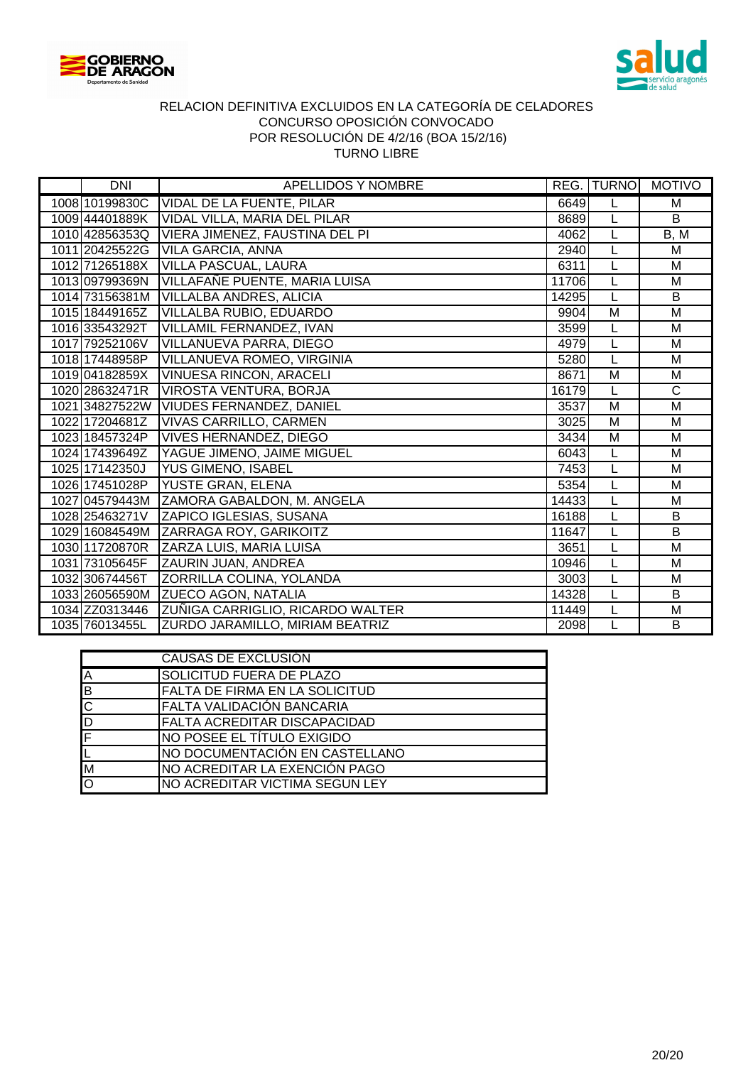RELACION DEFINITIVA EXCLUIDOS EN LA CATEGORÍA DE CELADORES
CONCURSO OPOSICIÓN CONVOCADO
POR RESOLUCIÓN DE 4/2/16 (BOA 15/2/16)
TURNO LIBRE

| | DNI | APELLIDOS Y NOMBRE | REG. | TURNO | MOTIVO |
|---|---|---|---|---|---|
| 1008 | 10199830C | VIDAL DE LA FUENTE, PILAR | 6649 | L | M |
| 1009 | 44401889K | VIDAL VILLA, MARIA DEL PILAR | 8689 | L | B |
| 1010 | 42856353Q | VIERA JIMENEZ, FAUSTINA DEL PI | 4062 | L | B, M |
| 1011 | 20425522G | VILA GARCIA, ANNA | 2940 | L | M |
| 1012 | 71265188X | VILLA PASCUAL, LAURA | 6311 | L | M |
| 1013 | 09799369N | VILLAFAÑE PUENTE, MARIA LUISA | 11706 | L | M |
| 1014 | 73156381M | VILLALBA ANDRES, ALICIA | 14295 | L | B |
| 1015 | 18449165Z | VILLALBA RUBIO, EDUARDO | 9904 | M | M |
| 1016 | 33543292T | VILLAMIL FERNANDEZ, IVAN | 3599 | L | M |
| 1017 | 79252106V | VILLANUEVA PARRA, DIEGO | 4979 | L | M |
| 1018 | 17448958P | VILLANUEVA ROMEO, VIRGINIA | 5280 | L | M |
| 1019 | 04182859X | VINUESA RINCON, ARACELI | 8671 | M | M |
| 1020 | 28632471R | VIROSTA VENTURA, BORJA | 16179 | L | C |
| 1021 | 34827522W | VIUDES FERNANDEZ, DANIEL | 3537 | M | M |
| 1022 | 17204681Z | VIVAS CARRILLO, CARMEN | 3025 | M | M |
| 1023 | 18457324P | VIVES HERNANDEZ, DIEGO | 3434 | M | M |
| 1024 | 17439649Z | YAGUE JIMENO, JAIME MIGUEL | 6043 | L | M |
| 1025 | 17142350J | YUS GIMENO, ISABEL | 7453 | L | M |
| 1026 | 17451028P | YUSTE GRAN, ELENA | 5354 | L | M |
| 1027 | 04579443M | ZAMORA GABALDON, M. ANGELA | 14433 | L | M |
| 1028 | 25463271V | ZAPICO IGLESIAS, SUSANA | 16188 | L | B |
| 1029 | 16084549M | ZARRAGA ROY, GARIKOITZ | 11647 | L | B |
| 1030 | 11720870R | ZARZA LUIS, MARIA LUISA | 3651 | L | M |
| 1031 | 73105645F | ZAURIN JUAN, ANDREA | 10946 | L | M |
| 1032 | 30674456T | ZORRILLA COLINA, YOLANDA | 3003 | L | M |
| 1033 | 26056590M | ZUECO AGON, NATALIA | 14328 | L | B |
| 1034 | ZZ0313446 | ZUÑIGA CARRIGLIO, RICARDO WALTER | 11449 | L | M |
| 1035 | 76013455L | ZURDO JARAMILLO, MIRIAM BEATRIZ | 2098 | L | B |

| | CAUSAS DE EXCLUSIÓN |
|---|---|
| A | SOLICITUD FUERA DE PLAZO |
| B | FALTA DE FIRMA EN LA SOLICITUD |
| C | FALTA VALIDACIÓN BANCARIA |
| D | FALTA ACREDITAR DISCAPACIDAD |
| F | NO POSEE EL TÍTULO EXIGIDO |
| L | NO DOCUMENTACIÓN EN CASTELLANO |
| M | NO ACREDITAR LA EXENCIÓN PAGO |
| O | NO ACREDITAR VICTIMA SEGUN LEY |